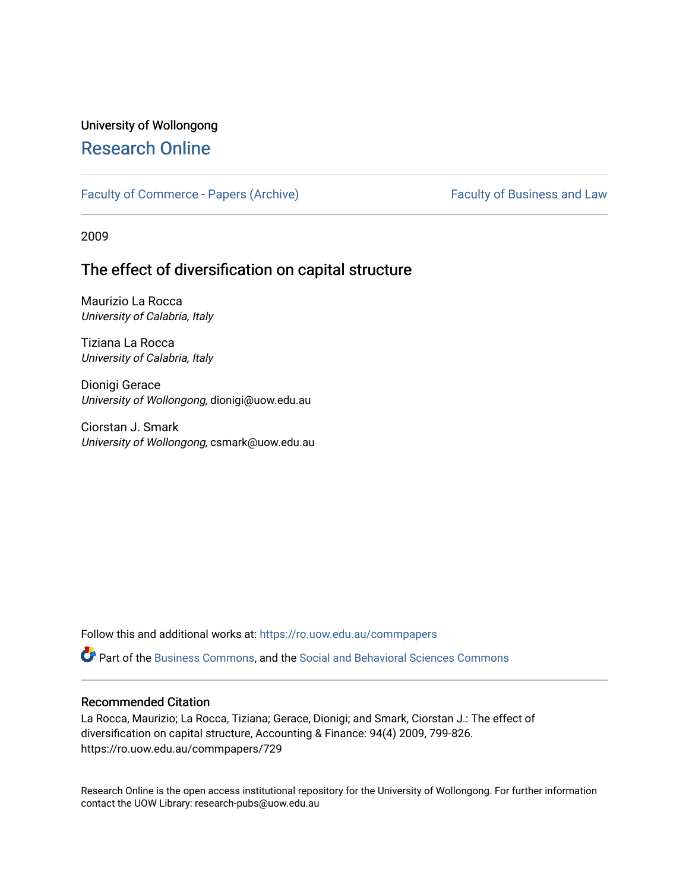University of Wollongong

# Research Online

Faculty of Commerce - Papers (Archive)

Faculty of Business and Law

2009

## The effect of diversification on capital structure

Maurizio La Rocca
*University of Calabria, Italy*

Tiziana La Rocca
*University of Calabria, Italy*

Dionigi Gerace
*University of Wollongong*, dionigi@uow.edu.au

Ciorstan J. Smark
*University of Wollongong*, csmark@uow.edu.au

Follow this and additional works at: https://ro.uow.edu.au/commpapers

Part of the Business Commons, and the Social and Behavioral Sciences Commons

### Recommended Citation

La Rocca, Maurizio; La Rocca, Tiziana; Gerace, Dionigi; and Smark, Ciorstan J.: The effect of diversification on capital structure, Accounting & Finance: 94(4) 2009, 799-826.
https://ro.uow.edu.au/commpapers/729

Research Online is the open access institutional repository for the University of Wollongong. For further information contact the UOW Library: research-pubs@uow.edu.au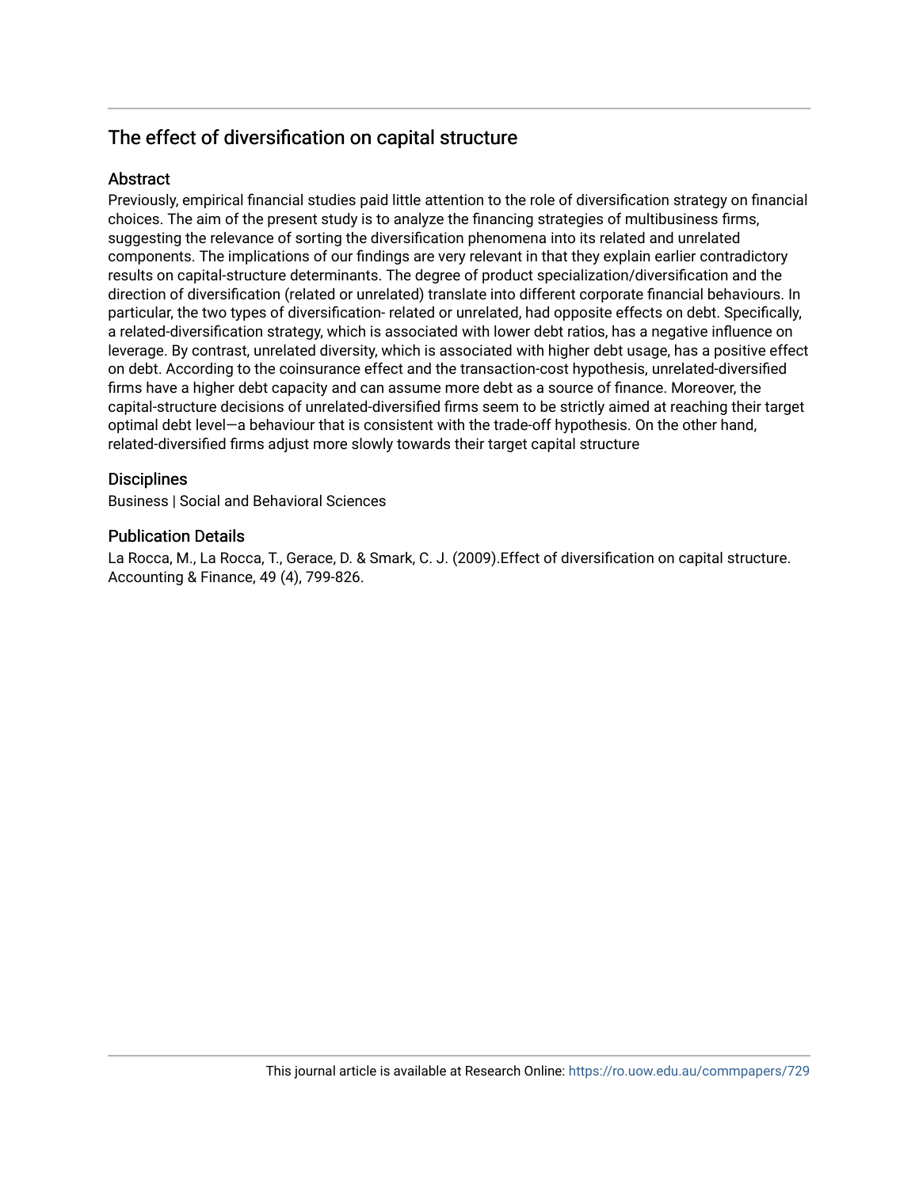## The effect of diversification on capital structure

### Abstract

Previously, empirical financial studies paid little attention to the role of diversification strategy on financial choices. The aim of the present study is to analyze the financing strategies of multibusiness firms, suggesting the relevance of sorting the diversification phenomena into its related and unrelated components. The implications of our findings are very relevant in that they explain earlier contradictory results on capital-structure determinants. The degree of product specialization/diversification and the direction of diversification (related or unrelated) translate into different corporate financial behaviours. In particular, the two types of diversification- related or unrelated, had opposite effects on debt. Specifically, a related-diversification strategy, which is associated with lower debt ratios, has a negative influence on leverage. By contrast, unrelated diversity, which is associated with higher debt usage, has a positive effect on debt. According to the coinsurance effect and the transaction-cost hypothesis, unrelated-diversified firms have a higher debt capacity and can assume more debt as a source of finance. Moreover, the capital-structure decisions of unrelated-diversified firms seem to be strictly aimed at reaching their target optimal debt level—a behaviour that is consistent with the trade-off hypothesis. On the other hand, related-diversified firms adjust more slowly towards their target capital structure

### Disciplines

Business | Social and Behavioral Sciences

### Publication Details

La Rocca, M., La Rocca, T., Gerace, D. & Smark, C. J. (2009).Effect of diversification on capital structure. Accounting & Finance, 49 (4), 799-826.

This journal article is available at Research Online: https://ro.uow.edu.au/commpapers/729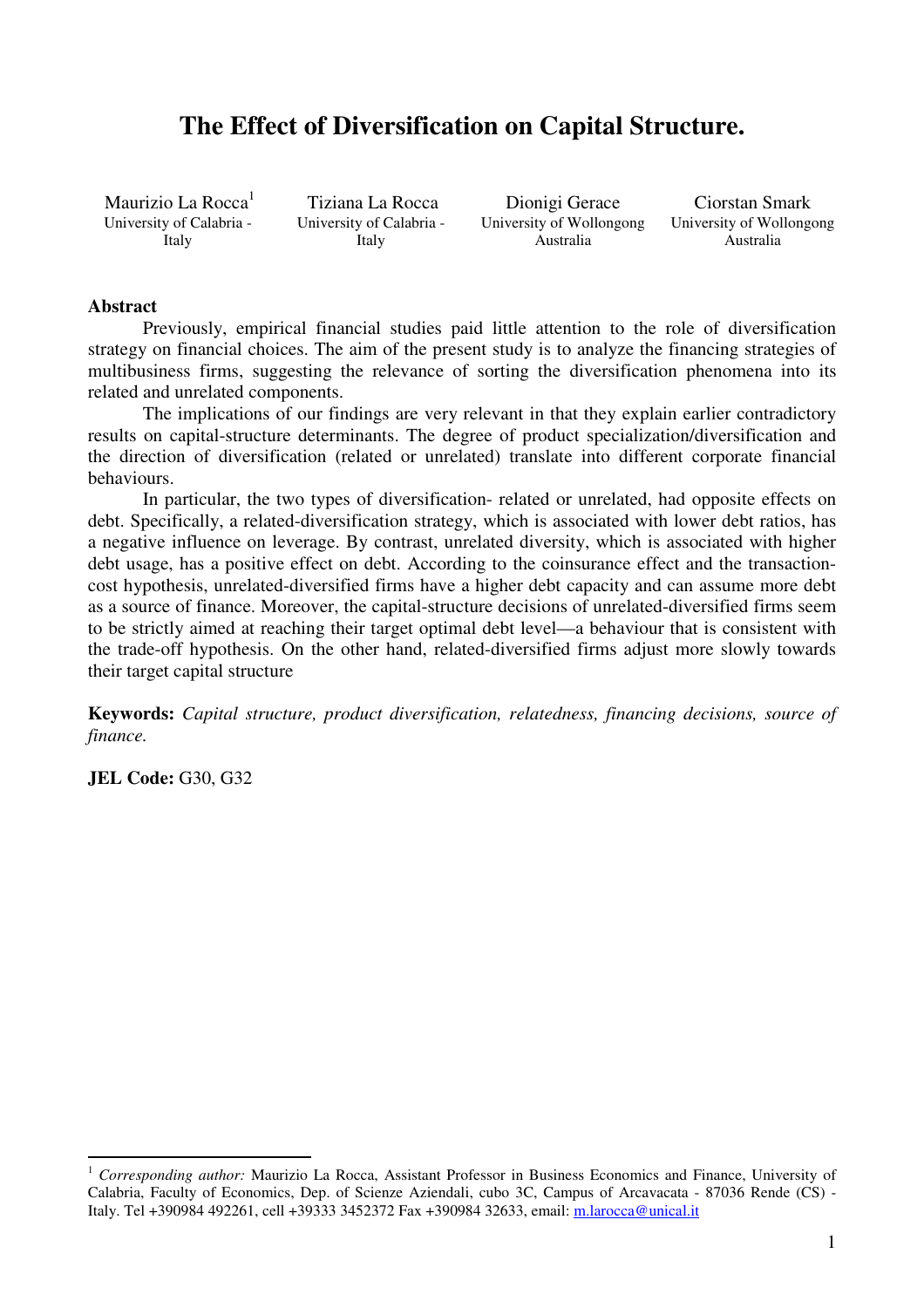# The Effect of Diversification on Capital Structure.

| Maurizio La Rocca[1] | Tiziana La Rocca | Dionigi Gerace | Ciorstan Smark |
|---|---|---|---|
| University of Calabria - Italy | University of Calabria - Italy | University of Wollongong Australia | University of Wollongong Australia |

**Abstract**

Previously, empirical financial studies paid little attention to the role of diversification strategy on financial choices. The aim of the present study is to analyze the financing strategies of multibusiness firms, suggesting the relevance of sorting the diversification phenomena into its related and unrelated components.

The implications of our findings are very relevant in that they explain earlier contradictory results on capital-structure determinants. The degree of product specialization/diversification and the direction of diversification (related or unrelated) translate into different corporate financial behaviours.

In particular, the two types of diversification- related or unrelated, had opposite effects on debt. Specifically, a related-diversification strategy, which is associated with lower debt ratios, has a negative influence on leverage. By contrast, unrelated diversity, which is associated with higher debt usage, has a positive effect on debt. According to the coinsurance effect and the transaction-cost hypothesis, unrelated-diversified firms have a higher debt capacity and can assume more debt as a source of finance. Moreover, the capital-structure decisions of unrelated-diversified firms seem to be strictly aimed at reaching their target optimal debt level—a behaviour that is consistent with the trade-off hypothesis. On the other hand, related-diversified firms adjust more slowly towards their target capital structure

**Keywords:** *Capital structure, product diversification, relatedness, financing decisions, source of finance.*

**JEL Code:** G30, G32

---

[1] *Corresponding author:* Maurizio La Rocca, Assistant Professor in Business Economics and Finance, University of Calabria, Faculty of Economics, Dep. of Scienze Aziendali, cubo 3C, Campus of Arcavacata - 87036 Rende (CS) - Italy. Tel +390984 492261, cell +39333 3452372 Fax +390984 32633, email: m.larocca@unical.it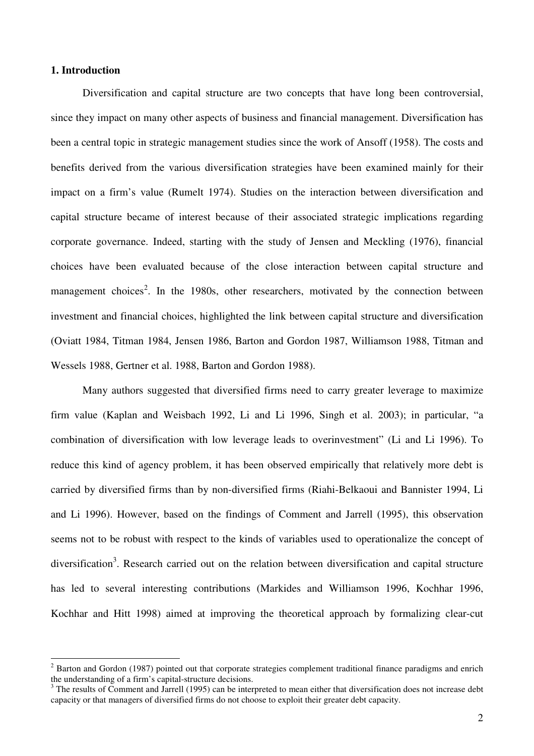## 1. Introduction

Diversification and capital structure are two concepts that have long been controversial, since they impact on many other aspects of business and financial management. Diversification has been a central topic in strategic management studies since the work of Ansoff (1958). The costs and benefits derived from the various diversification strategies have been examined mainly for their impact on a firm's value (Rumelt 1974). Studies on the interaction between diversification and capital structure became of interest because of their associated strategic implications regarding corporate governance. Indeed, starting with the study of Jensen and Meckling (1976), financial choices have been evaluated because of the close interaction between capital structure and management choices[2]. In the 1980s, other researchers, motivated by the connection between investment and financial choices, highlighted the link between capital structure and diversification (Oviatt 1984, Titman 1984, Jensen 1986, Barton and Gordon 1987, Williamson 1988, Titman and Wessels 1988, Gertner et al. 1988, Barton and Gordon 1988).

Many authors suggested that diversified firms need to carry greater leverage to maximize firm value (Kaplan and Weisbach 1992, Li and Li 1996, Singh et al. 2003); in particular, "a combination of diversification with low leverage leads to overinvestment" (Li and Li 1996). To reduce this kind of agency problem, it has been observed empirically that relatively more debt is carried by diversified firms than by non-diversified firms (Riahi-Belkaoui and Bannister 1994, Li and Li 1996). However, based on the findings of Comment and Jarrell (1995), this observation seems not to be robust with respect to the kinds of variables used to operationalize the concept of diversification[3]. Research carried out on the relation between diversification and capital structure has led to several interesting contributions (Markides and Williamson 1996, Kochhar 1996, Kochhar and Hitt 1998) aimed at improving the theoretical approach by formalizing clear-cut

[2] Barton and Gordon (1987) pointed out that corporate strategies complement traditional finance paradigms and enrich the understanding of a firm's capital-structure decisions.

[3] The results of Comment and Jarrell (1995) can be interpreted to mean either that diversification does not increase debt capacity or that managers of diversified firms do not choose to exploit their greater debt capacity.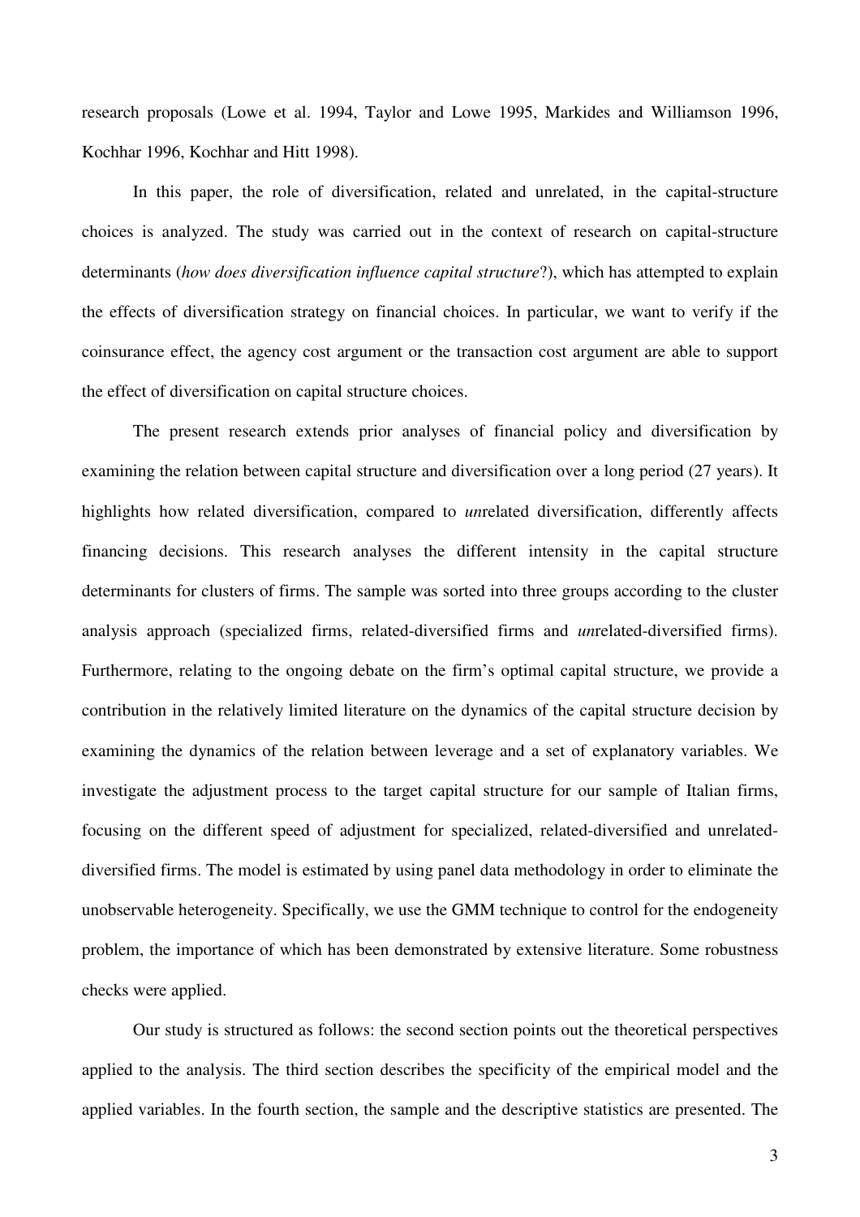research proposals (Lowe et al. 1994, Taylor and Lowe 1995, Markides and Williamson 1996, Kochhar 1996, Kochhar and Hitt 1998).

In this paper, the role of diversification, related and unrelated, in the capital-structure choices is analyzed. The study was carried out in the context of research on capital-structure determinants (*how does diversification influence capital structure*?), which has attempted to explain the effects of diversification strategy on financial choices. In particular, we want to verify if the coinsurance effect, the agency cost argument or the transaction cost argument are able to support the effect of diversification on capital structure choices.

The present research extends prior analyses of financial policy and diversification by examining the relation between capital structure and diversification over a long period (27 years). It highlights how related diversification, compared to *un*related diversification, differently affects financing decisions. This research analyses the different intensity in the capital structure determinants for clusters of firms. The sample was sorted into three groups according to the cluster analysis approach (specialized firms, related-diversified firms and *un*related-diversified firms). Furthermore, relating to the ongoing debate on the firm's optimal capital structure, we provide a contribution in the relatively limited literature on the dynamics of the capital structure decision by examining the dynamics of the relation between leverage and a set of explanatory variables. We investigate the adjustment process to the target capital structure for our sample of Italian firms, focusing on the different speed of adjustment for specialized, related-diversified and unrelated-diversified firms. The model is estimated by using panel data methodology in order to eliminate the unobservable heterogeneity. Specifically, we use the GMM technique to control for the endogeneity problem, the importance of which has been demonstrated by extensive literature. Some robustness checks were applied.

Our study is structured as follows: the second section points out the theoretical perspectives applied to the analysis. The third section describes the specificity of the empirical model and the applied variables. In the fourth section, the sample and the descriptive statistics are presented. The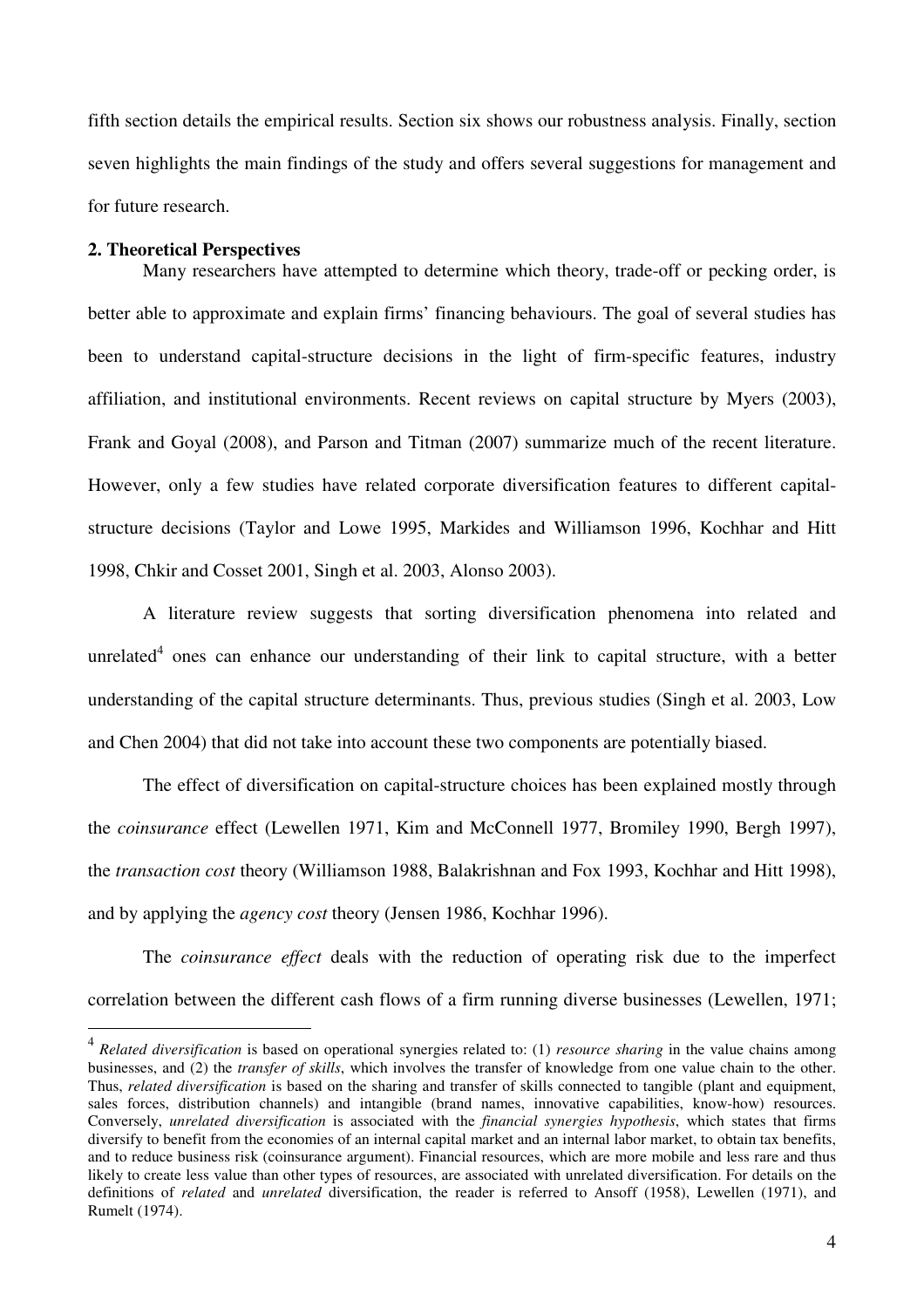fifth section details the empirical results. Section six shows our robustness analysis. Finally, section seven highlights the main findings of the study and offers several suggestions for management and for future research.

## 2. Theoretical Perspectives

Many researchers have attempted to determine which theory, trade-off or pecking order, is better able to approximate and explain firms' financing behaviours. The goal of several studies has been to understand capital-structure decisions in the light of firm-specific features, industry affiliation, and institutional environments. Recent reviews on capital structure by Myers (2003), Frank and Goyal (2008), and Parson and Titman (2007) summarize much of the recent literature. However, only a few studies have related corporate diversification features to different capital-structure decisions (Taylor and Lowe 1995, Markides and Williamson 1996, Kochhar and Hitt 1998, Chkir and Cosset 2001, Singh et al. 2003, Alonso 2003).

A literature review suggests that sorting diversification phenomena into related and unrelated[4] ones can enhance our understanding of their link to capital structure, with a better understanding of the capital structure determinants. Thus, previous studies (Singh et al. 2003, Low and Chen 2004) that did not take into account these two components are potentially biased.

The effect of diversification on capital-structure choices has been explained mostly through the *coinsurance* effect (Lewellen 1971, Kim and McConnell 1977, Bromiley 1990, Bergh 1997), the *transaction cost* theory (Williamson 1988, Balakrishnan and Fox 1993, Kochhar and Hitt 1998), and by applying the *agency cost* theory (Jensen 1986, Kochhar 1996).

The *coinsurance effect* deals with the reduction of operating risk due to the imperfect correlation between the different cash flows of a firm running diverse businesses (Lewellen, 1971;

[4] *Related diversification* is based on operational synergies related to: (1) *resource sharing* in the value chains among businesses, and (2) the *transfer of skills*, which involves the transfer of knowledge from one value chain to the other. Thus, *related diversification* is based on the sharing and transfer of skills connected to tangible (plant and equipment, sales forces, distribution channels) and intangible (brand names, innovative capabilities, know-how) resources. Conversely, *unrelated diversification* is associated with the *financial synergies hypothesis*, which states that firms diversify to benefit from the economies of an internal capital market and an internal labor market, to obtain tax benefits, and to reduce business risk (coinsurance argument). Financial resources, which are more mobile and less rare and thus likely to create less value than other types of resources, are associated with unrelated diversification. For details on the definitions of *related* and *unrelated* diversification, the reader is referred to Ansoff (1958), Lewellen (1971), and Rumelt (1974).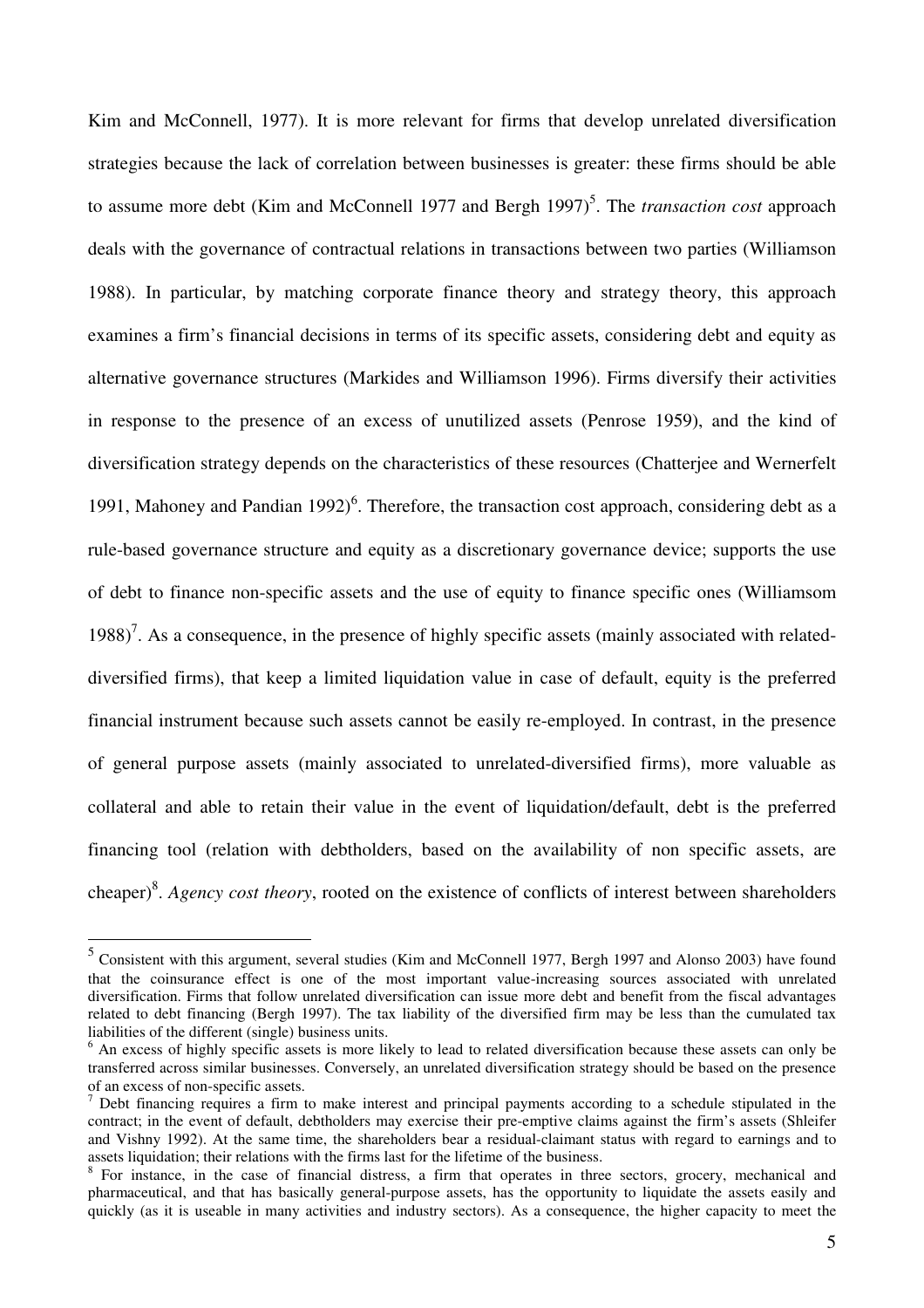Kim and McConnell, 1977). It is more relevant for firms that develop unrelated diversification strategies because the lack of correlation between businesses is greater: these firms should be able to assume more debt (Kim and McConnell 1977 and Bergh 1997)[5]. The *transaction cost* approach deals with the governance of contractual relations in transactions between two parties (Williamson 1988). In particular, by matching corporate finance theory and strategy theory, this approach examines a firm's financial decisions in terms of its specific assets, considering debt and equity as alternative governance structures (Markides and Williamson 1996). Firms diversify their activities in response to the presence of an excess of unutilized assets (Penrose 1959), and the kind of diversification strategy depends on the characteristics of these resources (Chatterjee and Wernerfelt 1991, Mahoney and Pandian 1992)[6]. Therefore, the transaction cost approach, considering debt as a rule-based governance structure and equity as a discretionary governance device; supports the use of debt to finance non-specific assets and the use of equity to finance specific ones (Williamsom 1988)[7]. As a consequence, in the presence of highly specific assets (mainly associated with related-diversified firms), that keep a limited liquidation value in case of default, equity is the preferred financial instrument because such assets cannot be easily re-employed. In contrast, in the presence of general purpose assets (mainly associated to unrelated-diversified firms), more valuable as collateral and able to retain their value in the event of liquidation/default, debt is the preferred financing tool (relation with debtholders, based on the availability of non specific assets, are cheaper)[8]. *Agency cost theory*, rooted on the existence of conflicts of interest between shareholders

---

[5] Consistent with this argument, several studies (Kim and McConnell 1977, Bergh 1997 and Alonso 2003) have found that the coinsurance effect is one of the most important value-increasing sources associated with unrelated diversification. Firms that follow unrelated diversification can issue more debt and benefit from the fiscal advantages related to debt financing (Bergh 1997). The tax liability of the diversified firm may be less than the cumulated tax liabilities of the different (single) business units.

[6] An excess of highly specific assets is more likely to lead to related diversification because these assets can only be transferred across similar businesses. Conversely, an unrelated diversification strategy should be based on the presence of an excess of non-specific assets.

[7] Debt financing requires a firm to make interest and principal payments according to a schedule stipulated in the contract; in the event of default, debtholders may exercise their pre-emptive claims against the firm's assets (Shleifer and Vishny 1992). At the same time, the shareholders bear a residual-claimant status with regard to earnings and to assets liquidation; their relations with the firms last for the lifetime of the business.

[8] For instance, in the case of financial distress, a firm that operates in three sectors, grocery, mechanical and pharmaceutical, and that has basically general-purpose assets, has the opportunity to liquidate the assets easily and quickly (as it is useable in many activities and industry sectors). As a consequence, the higher capacity to meet the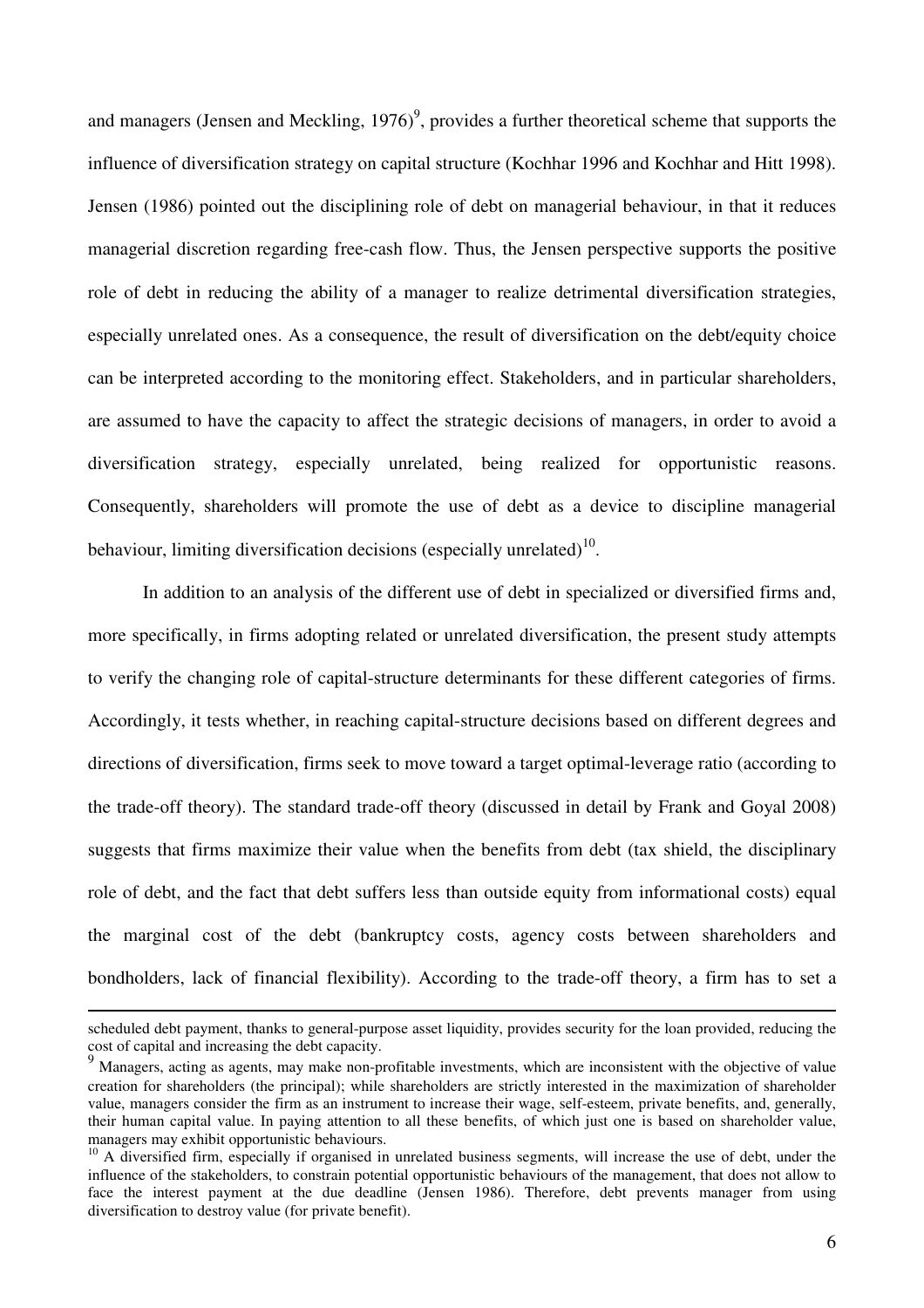and managers (Jensen and Meckling, 1976)[9], provides a further theoretical scheme that supports the influence of diversification strategy on capital structure (Kochhar 1996 and Kochhar and Hitt 1998). Jensen (1986) pointed out the disciplining role of debt on managerial behaviour, in that it reduces managerial discretion regarding free-cash flow. Thus, the Jensen perspective supports the positive role of debt in reducing the ability of a manager to realize detrimental diversification strategies, especially unrelated ones. As a consequence, the result of diversification on the debt/equity choice can be interpreted according to the monitoring effect. Stakeholders, and in particular shareholders, are assumed to have the capacity to affect the strategic decisions of managers, in order to avoid a diversification strategy, especially unrelated, being realized for opportunistic reasons. Consequently, shareholders will promote the use of debt as a device to discipline managerial behaviour, limiting diversification decisions (especially unrelated)[10].

In addition to an analysis of the different use of debt in specialized or diversified firms and, more specifically, in firms adopting related or unrelated diversification, the present study attempts to verify the changing role of capital-structure determinants for these different categories of firms. Accordingly, it tests whether, in reaching capital-structure decisions based on different degrees and directions of diversification, firms seek to move toward a target optimal-leverage ratio (according to the trade-off theory). The standard trade-off theory (discussed in detail by Frank and Goyal 2008) suggests that firms maximize their value when the benefits from debt (tax shield, the disciplinary role of debt, and the fact that debt suffers less than outside equity from informational costs) equal the marginal cost of the debt (bankruptcy costs, agency costs between shareholders and bondholders, lack of financial flexibility). According to the trade-off theory, a firm has to set a

---

scheduled debt payment, thanks to general-purpose asset liquidity, provides security for the loan provided, reducing the cost of capital and increasing the debt capacity.

[9] Managers, acting as agents, may make non-profitable investments, which are inconsistent with the objective of value creation for shareholders (the principal); while shareholders are strictly interested in the maximization of shareholder value, managers consider the firm as an instrument to increase their wage, self-esteem, private benefits, and, generally, their human capital value. In paying attention to all these benefits, of which just one is based on shareholder value, managers may exhibit opportunistic behaviours.

[10] A diversified firm, especially if organised in unrelated business segments, will increase the use of debt, under the influence of the stakeholders, to constrain potential opportunistic behaviours of the management, that does not allow to face the interest payment at the due deadline (Jensen 1986). Therefore, debt prevents manager from using diversification to destroy value (for private benefit).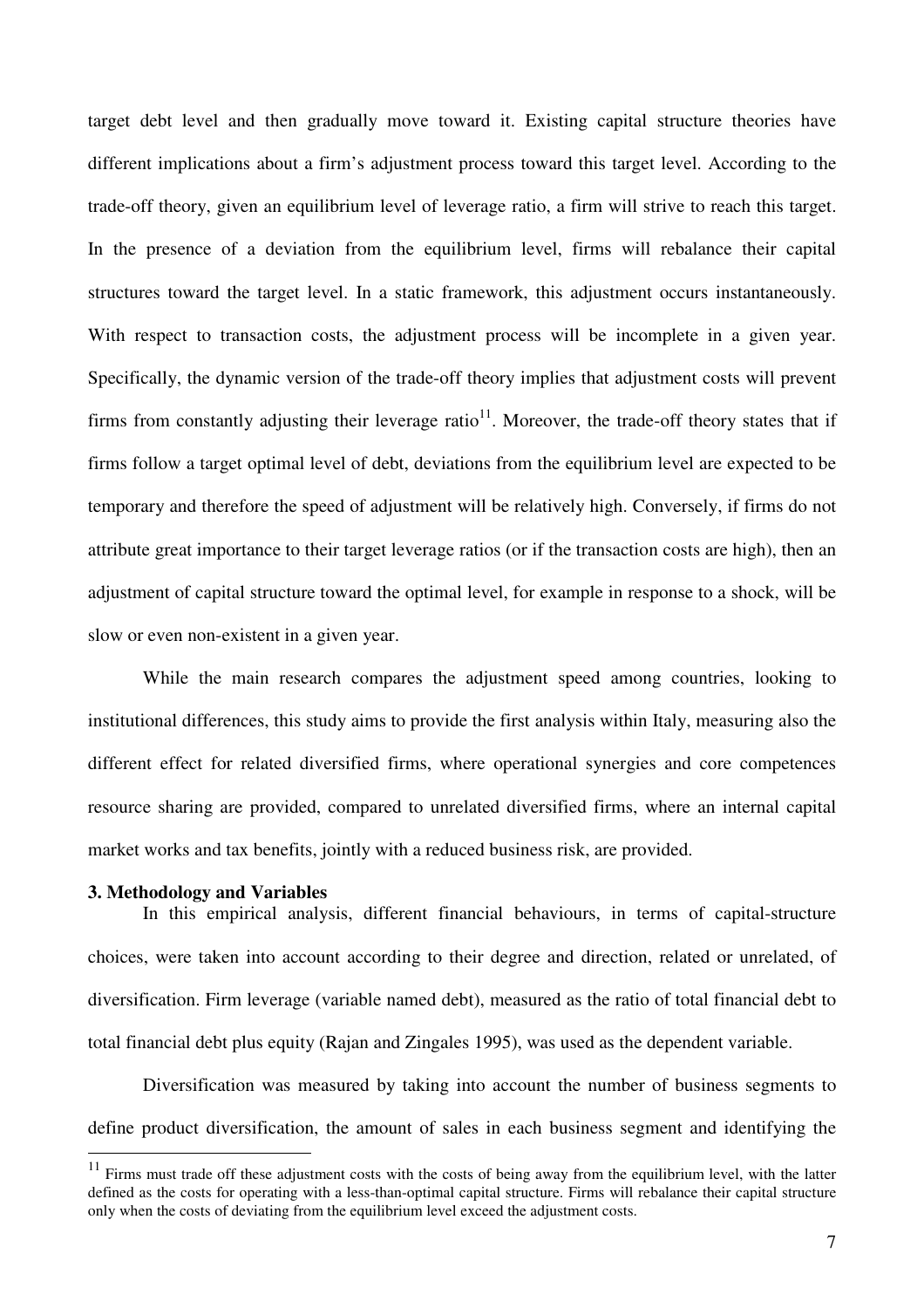target debt level and then gradually move toward it. Existing capital structure theories have different implications about a firm's adjustment process toward this target level. According to the trade-off theory, given an equilibrium level of leverage ratio, a firm will strive to reach this target. In the presence of a deviation from the equilibrium level, firms will rebalance their capital structures toward the target level. In a static framework, this adjustment occurs instantaneously. With respect to transaction costs, the adjustment process will be incomplete in a given year. Specifically, the dynamic version of the trade-off theory implies that adjustment costs will prevent firms from constantly adjusting their leverage ratio[11]. Moreover, the trade-off theory states that if firms follow a target optimal level of debt, deviations from the equilibrium level are expected to be temporary and therefore the speed of adjustment will be relatively high. Conversely, if firms do not attribute great importance to their target leverage ratios (or if the transaction costs are high), then an adjustment of capital structure toward the optimal level, for example in response to a shock, will be slow or even non-existent in a given year.

While the main research compares the adjustment speed among countries, looking to institutional differences, this study aims to provide the first analysis within Italy, measuring also the different effect for related diversified firms, where operational synergies and core competences resource sharing are provided, compared to unrelated diversified firms, where an internal capital market works and tax benefits, jointly with a reduced business risk, are provided.

**3. Methodology and Variables**

In this empirical analysis, different financial behaviours, in terms of capital-structure choices, were taken into account according to their degree and direction, related or unrelated, of diversification. Firm leverage (variable named debt), measured as the ratio of total financial debt to total financial debt plus equity (Rajan and Zingales 1995), was used as the dependent variable.

Diversification was measured by taking into account the number of business segments to define product diversification, the amount of sales in each business segment and identifying the

[11] Firms must trade off these adjustment costs with the costs of being away from the equilibrium level, with the latter defined as the costs for operating with a less-than-optimal capital structure. Firms will rebalance their capital structure only when the costs of deviating from the equilibrium level exceed the adjustment costs.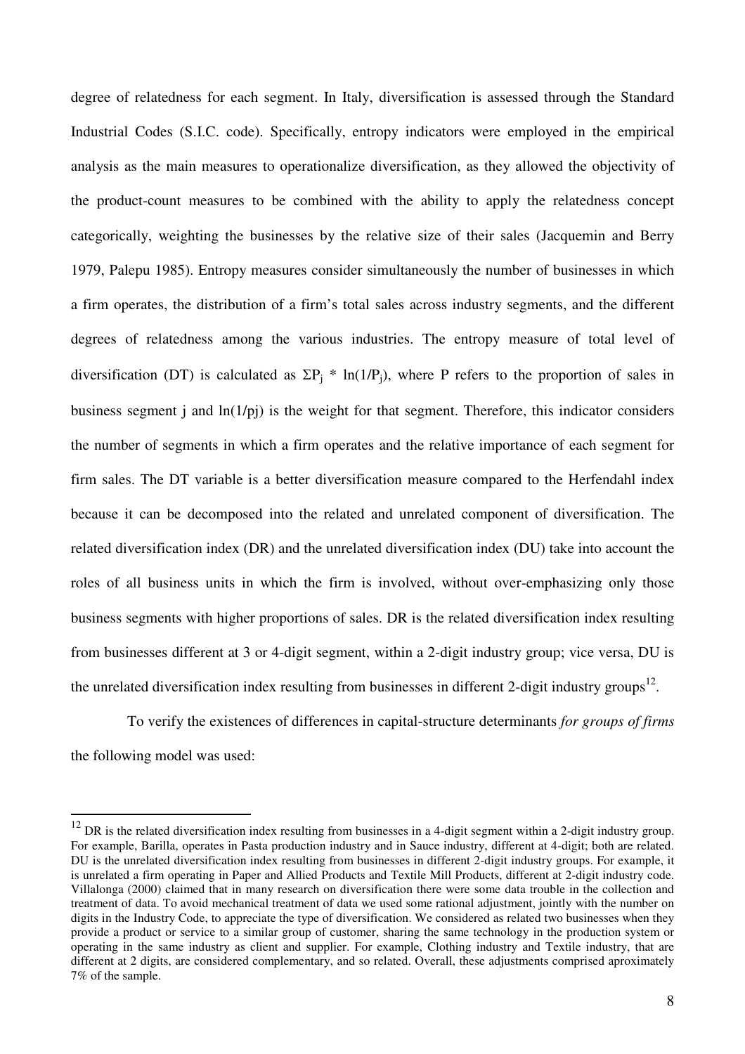degree of relatedness for each segment. In Italy, diversification is assessed through the Standard Industrial Codes (S.I.C. code). Specifically, entropy indicators were employed in the empirical analysis as the main measures to operationalize diversification, as they allowed the objectivity of the product-count measures to be combined with the ability to apply the relatedness concept categorically, weighting the businesses by the relative size of their sales (Jacquemin and Berry 1979, Palepu 1985). Entropy measures consider simultaneously the number of businesses in which a firm operates, the distribution of a firm's total sales across industry segments, and the different degrees of relatedness among the various industries. The entropy measure of total level of diversification (DT) is calculated as $\Sigma P_j * \ln(1/P_j)$, where P refers to the proportion of sales in business segment j and $\ln(1/pj)$ is the weight for that segment. Therefore, this indicator considers the number of segments in which a firm operates and the relative importance of each segment for firm sales. The DT variable is a better diversification measure compared to the Herfendahl index because it can be decomposed into the related and unrelated component of diversification. The related diversification index (DR) and the unrelated diversification index (DU) take into account the roles of all business units in which the firm is involved, without over-emphasizing only those business segments with higher proportions of sales. DR is the related diversification index resulting from businesses different at 3 or 4-digit segment, within a 2-digit industry group; vice versa, DU is the unrelated diversification index resulting from businesses in different 2-digit industry groups[12].

To verify the existences of differences in capital-structure determinants *for groups of firms* the following model was used:

---

[12] DR is the related diversification index resulting from businesses in a 4-digit segment within a 2-digit industry group. For example, Barilla, operates in Pasta production industry and in Sauce industry, different at 4-digit; both are related. DU is the unrelated diversification index resulting from businesses in different 2-digit industry groups. For example, it is unrelated a firm operating in Paper and Allied Products and Textile Mill Products, different at 2-digit industry code. Villalonga (2000) claimed that in many research on diversification there were some data trouble in the collection and treatment of data. To avoid mechanical treatment of data we used some rational adjustment, jointly with the number on digits in the Industry Code, to appreciate the type of diversification. We considered as related two businesses when they provide a product or service to a similar group of customer, sharing the same technology in the production system or operating in the same industry as client and supplier. For example, Clothing industry and Textile industry, that are different at 2 digits, are considered complementary, and so related. Overall, these adjustments comprised aproximately 7% of the sample.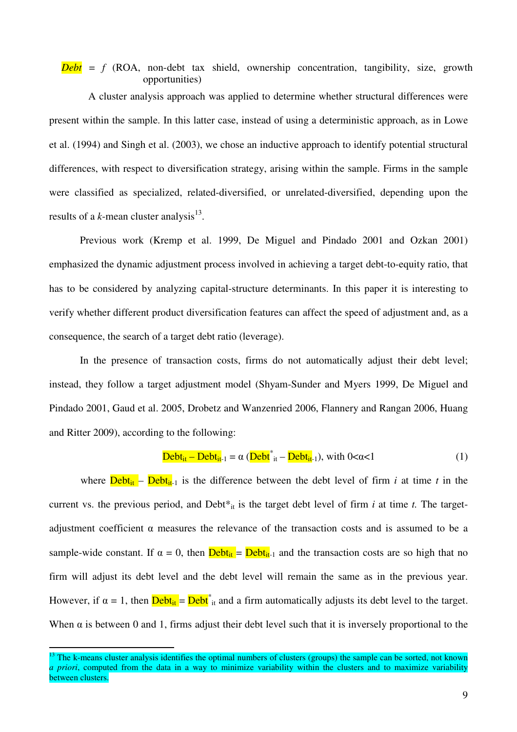*Debt* = *f* (ROA, non-debt tax shield, ownership concentration, tangibility, size, growth opportunities)

A cluster analysis approach was applied to determine whether structural differences were present within the sample. In this latter case, instead of using a deterministic approach, as in Lowe et al. (1994) and Singh et al. (2003), we chose an inductive approach to identify potential structural differences, with respect to diversification strategy, arising within the sample. Firms in the sample were classified as specialized, related-diversified, or unrelated-diversified, depending upon the results of a *k*-mean cluster analysis[13].

Previous work (Kremp et al. 1999, De Miguel and Pindado 2001 and Ozkan 2001) emphasized the dynamic adjustment process involved in achieving a target debt-to-equity ratio, that has to be considered by analyzing capital-structure determinants. In this paper it is interesting to verify whether different product diversification features can affect the speed of adjustment and, as a consequence, the search of a target debt ratio (leverage).

In the presence of transaction costs, firms do not automatically adjust their debt level; instead, they follow a target adjustment model (Shyam-Sunder and Myers 1999, De Miguel and Pindado 2001, Gaud et al. 2005, Drobetz and Wanzenried 2006, Flannery and Rangan 2006, Huang and Ritter 2009), according to the following:

$$Debt_{it} - Debt_{it-1} = \alpha\,(Debt^{*}_{it} - Debt_{it-1}), \text{ with } 0<\alpha<1 \tag{1}$$

where $Debt_{it} - Debt_{it-1}$ is the difference between the debt level of firm *i* at time *t* in the current vs. the previous period, and $Debt^{*}_{it}$ is the target debt level of firm *i* at time *t*. The target-adjustment coefficient α measures the relevance of the transaction costs and is assumed to be a sample-wide constant. If $\alpha = 0$, then $Debt_{it} = Debt_{it-1}$ and the transaction costs are so high that no firm will adjust its debt level and the debt level will remain the same as in the previous year. However, if $\alpha = 1$, then $Debt_{it} = Debt^{*}_{it}$ and a firm automatically adjusts its debt level to the target. When α is between 0 and 1, firms adjust their debt level such that it is inversely proportional to the

---

[13] The k-means cluster analysis identifies the optimal numbers of clusters (groups) the sample can be sorted, not known *a priori*, computed from the data in a way to minimize variability within the clusters and to maximize variability between clusters.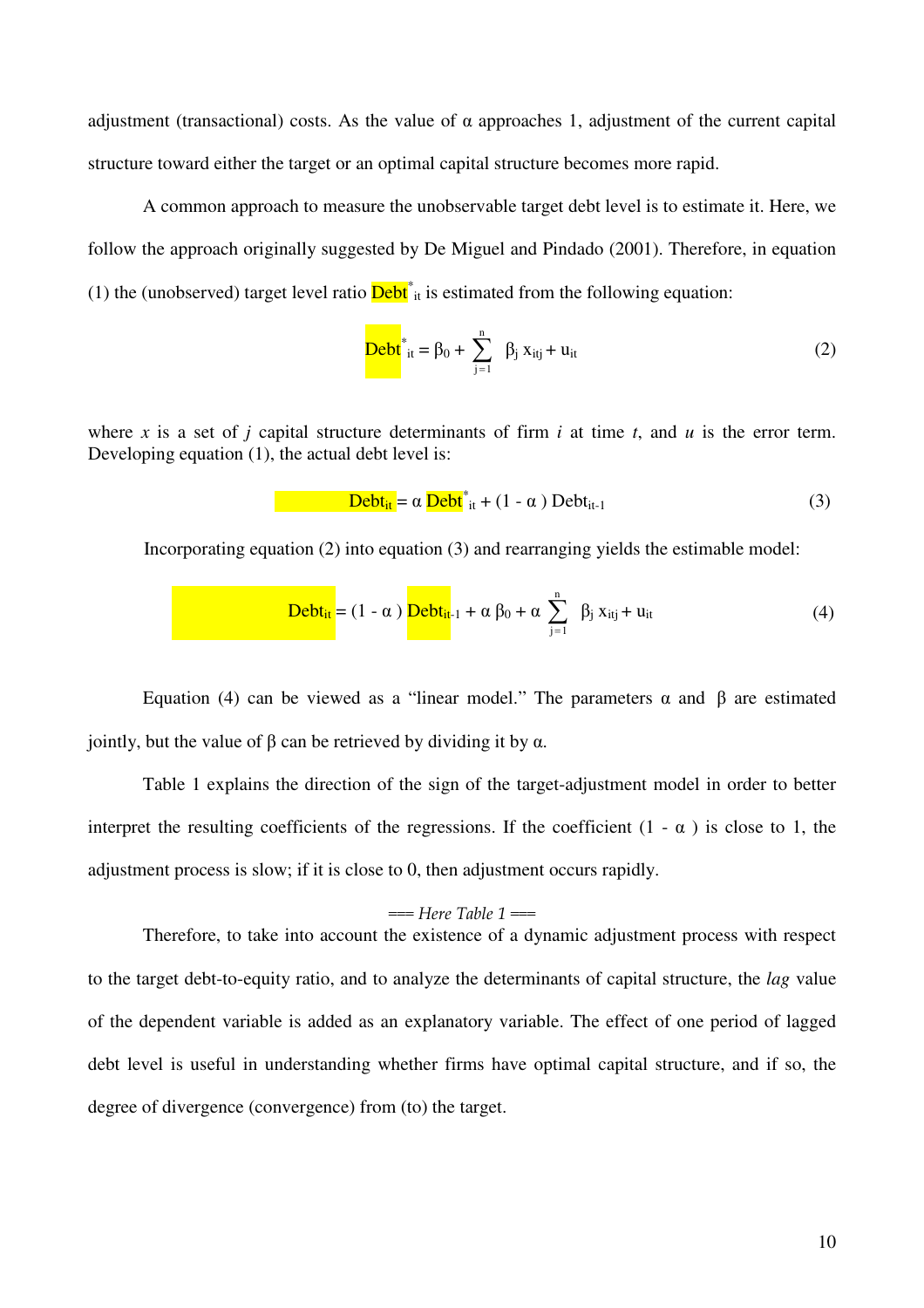adjustment (transactional) costs. As the value of α approaches 1, adjustment of the current capital structure toward either the target or an optimal capital structure becomes more rapid.

A common approach to measure the unobservable target debt level is to estimate it. Here, we follow the approach originally suggested by De Miguel and Pindado (2001). Therefore, in equation (1) the (unobserved) target level ratio $Debt^*_{it}$ is estimated from the following equation:

$$Debt^*_{it} = \beta_0 + \sum_{j=1}^{n} \beta_j x_{itj} + u_{it} \tag{2}$$

where $x$ is a set of $j$ capital structure determinants of firm $i$ at time $t$, and $u$ is the error term. Developing equation (1), the actual debt level is:

$$Debt_{it} = \alpha\, Debt^*_{it} + (1 - \alpha)\, Debt_{it-1} \tag{3}$$

Incorporating equation (2) into equation (3) and rearranging yields the estimable model:

$$Debt_{it} = (1 - \alpha)\, Debt_{it-1} + \alpha\, \beta_0 + \alpha \sum_{j=1}^{n} \beta_j x_{itj} + u_{it} \tag{4}$$

Equation (4) can be viewed as a "linear model." The parameters α and β are estimated jointly, but the value of β can be retrieved by dividing it by α.

Table 1 explains the direction of the sign of the target-adjustment model in order to better interpret the resulting coefficients of the regressions. If the coefficient (1 - α ) is close to 1, the adjustment process is slow; if it is close to 0, then adjustment occurs rapidly.

*=== Here Table 1 ===*

Therefore, to take into account the existence of a dynamic adjustment process with respect to the target debt-to-equity ratio, and to analyze the determinants of capital structure, the *lag* value of the dependent variable is added as an explanatory variable. The effect of one period of lagged debt level is useful in understanding whether firms have optimal capital structure, and if so, the degree of divergence (convergence) from (to) the target.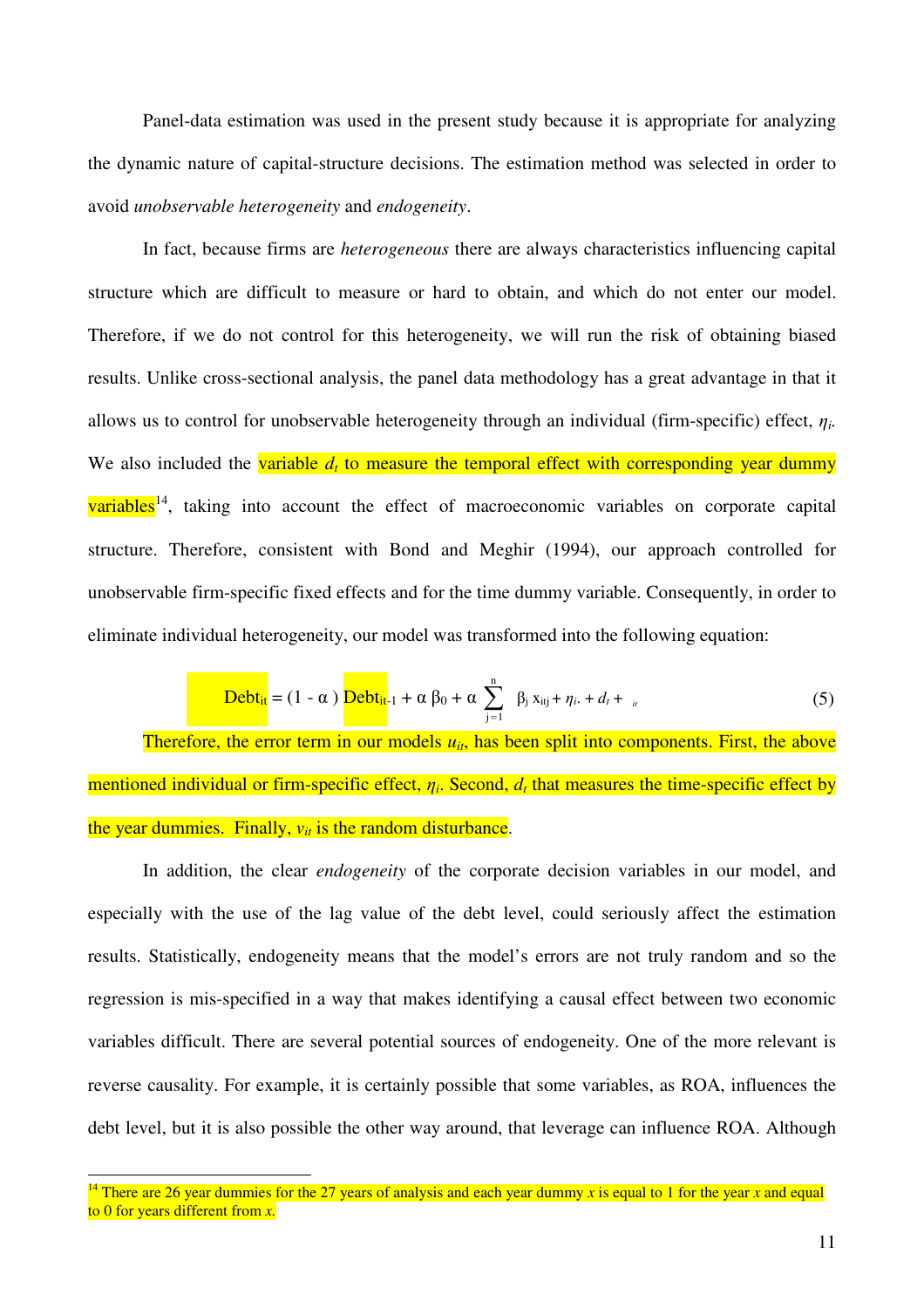Panel-data estimation was used in the present study because it is appropriate for analyzing the dynamic nature of capital-structure decisions. The estimation method was selected in order to avoid *unobservable heterogeneity* and *endogeneity*.

In fact, because firms are *heterogeneous* there are always characteristics influencing capital structure which are difficult to measure or hard to obtain, and which do not enter our model. Therefore, if we do not control for this heterogeneity, we will run the risk of obtaining biased results. Unlike cross-sectional analysis, the panel data methodology has a great advantage in that it allows us to control for unobservable heterogeneity through an individual (firm-specific) effect, $\eta_i$. We also included the variable $d_t$ to measure the temporal effect with corresponding year dummy variables[14], taking into account the effect of macroeconomic variables on corporate capital structure. Therefore, consistent with Bond and Meghir (1994), our approach controlled for unobservable firm-specific fixed effects and for the time dummy variable. Consequently, in order to eliminate individual heterogeneity, our model was transformed into the following equation:

$$\text{Debt}_{it} = (1 - \alpha)\ \text{Debt}_{it-1} + \alpha\ \beta_0 + \alpha \sum_{j=1}^{n} \beta_j\ x_{itj} + \eta_{i\cdot} + d_t + {}_{it} \tag{5}$$

Therefore, the error term in our models $u_{it}$, has been split into components. First, the above mentioned individual or firm-specific effect, $\eta_i$. Second, $d_t$ that measures the time-specific effect by the year dummies. Finally, $v_{it}$ is the random disturbance.

In addition, the clear *endogeneity* of the corporate decision variables in our model, and especially with the use of the lag value of the debt level, could seriously affect the estimation results. Statistically, endogeneity means that the model's errors are not truly random and so the regression is mis-specified in a way that makes identifying a causal effect between two economic variables difficult. There are several potential sources of endogeneity. One of the more relevant is reverse causality. For example, it is certainly possible that some variables, as ROA, influences the debt level, but it is also possible the other way around, that leverage can influence ROA. Although

[14] There are 26 year dummies for the 27 years of analysis and each year dummy *x* is equal to 1 for the year *x* and equal to 0 for years different from *x*.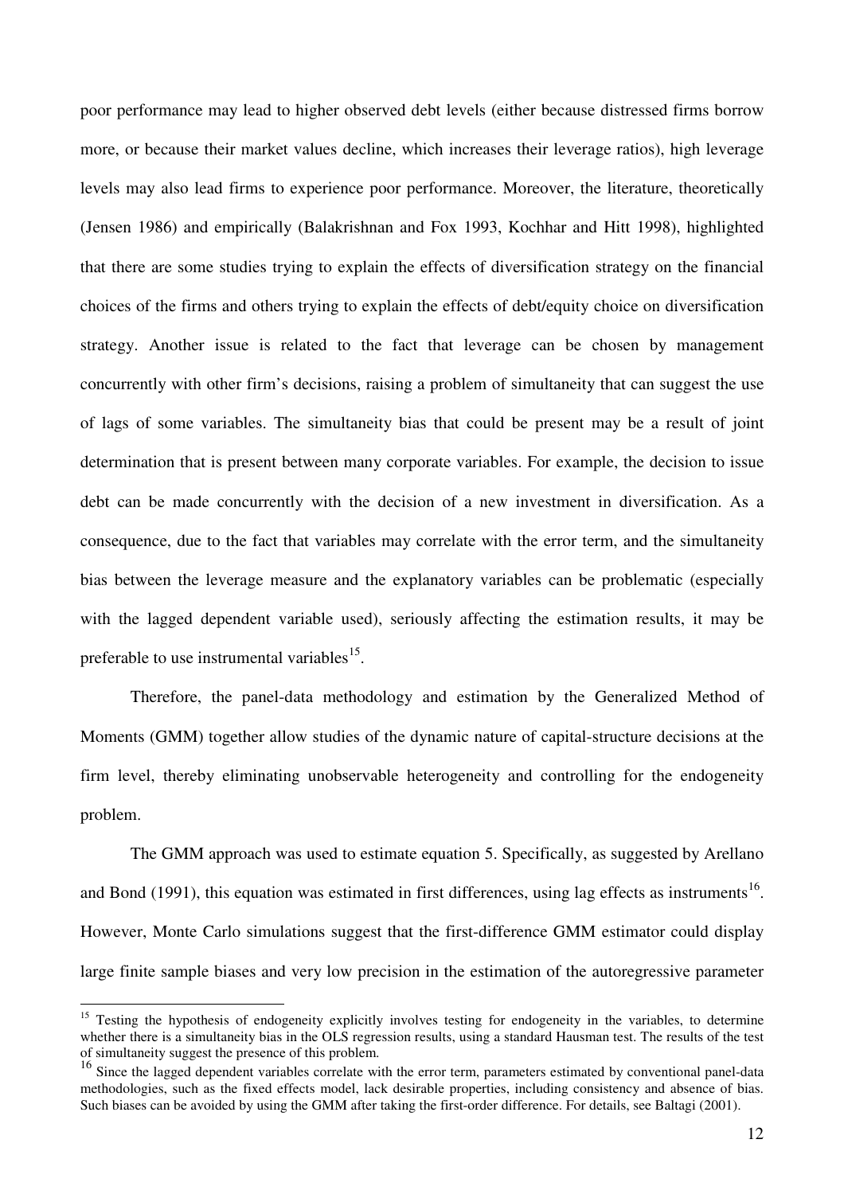poor performance may lead to higher observed debt levels (either because distressed firms borrow more, or because their market values decline, which increases their leverage ratios), high leverage levels may also lead firms to experience poor performance. Moreover, the literature, theoretically (Jensen 1986) and empirically (Balakrishnan and Fox 1993, Kochhar and Hitt 1998), highlighted that there are some studies trying to explain the effects of diversification strategy on the financial choices of the firms and others trying to explain the effects of debt/equity choice on diversification strategy. Another issue is related to the fact that leverage can be chosen by management concurrently with other firm's decisions, raising a problem of simultaneity that can suggest the use of lags of some variables. The simultaneity bias that could be present may be a result of joint determination that is present between many corporate variables. For example, the decision to issue debt can be made concurrently with the decision of a new investment in diversification. As a consequence, due to the fact that variables may correlate with the error term, and the simultaneity bias between the leverage measure and the explanatory variables can be problematic (especially with the lagged dependent variable used), seriously affecting the estimation results, it may be preferable to use instrumental variables[15].

Therefore, the panel-data methodology and estimation by the Generalized Method of Moments (GMM) together allow studies of the dynamic nature of capital-structure decisions at the firm level, thereby eliminating unobservable heterogeneity and controlling for the endogeneity problem.

The GMM approach was used to estimate equation 5. Specifically, as suggested by Arellano and Bond (1991), this equation was estimated in first differences, using lag effects as instruments[16]. However, Monte Carlo simulations suggest that the first-difference GMM estimator could display large finite sample biases and very low precision in the estimation of the autoregressive parameter

---

[15] Testing the hypothesis of endogeneity explicitly involves testing for endogeneity in the variables, to determine whether there is a simultaneity bias in the OLS regression results, using a standard Hausman test. The results of the test of simultaneity suggest the presence of this problem.

[16] Since the lagged dependent variables correlate with the error term, parameters estimated by conventional panel-data methodologies, such as the fixed effects model, lack desirable properties, including consistency and absence of bias. Such biases can be avoided by using the GMM after taking the first-order difference. For details, see Baltagi (2001).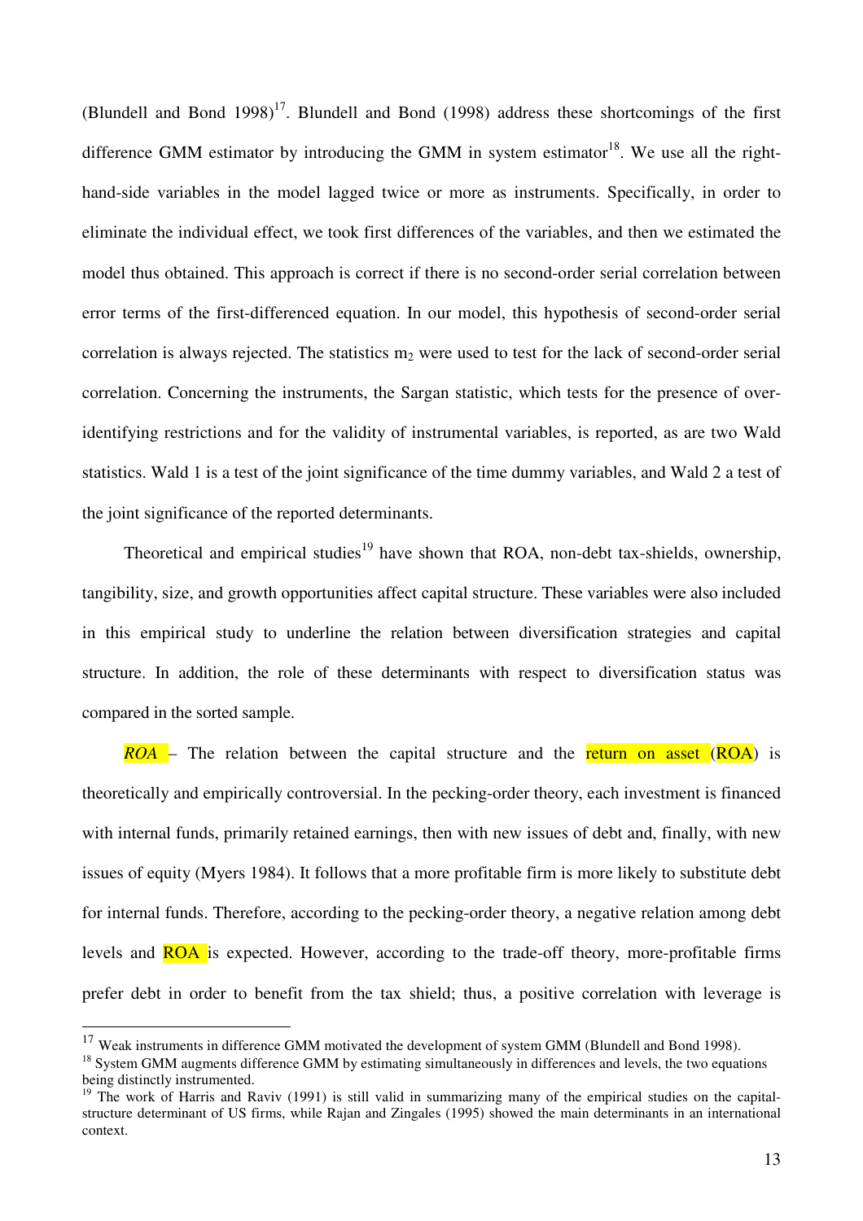(Blundell and Bond 1998)[17]. Blundell and Bond (1998) address these shortcomings of the first difference GMM estimator by introducing the GMM in system estimator[18]. We use all the right-hand-side variables in the model lagged twice or more as instruments. Specifically, in order to eliminate the individual effect, we took first differences of the variables, and then we estimated the model thus obtained. This approach is correct if there is no second-order serial correlation between error terms of the first-differenced equation. In our model, this hypothesis of second-order serial correlation is always rejected. The statistics $m_2$ were used to test for the lack of second-order serial correlation. Concerning the instruments, the Sargan statistic, which tests for the presence of over-identifying restrictions and for the validity of instrumental variables, is reported, as are two Wald statistics. Wald 1 is a test of the joint significance of the time dummy variables, and Wald 2 a test of the joint significance of the reported determinants.

Theoretical and empirical studies[19] have shown that ROA, non-debt tax-shields, ownership, tangibility, size, and growth opportunities affect capital structure. These variables were also included in this empirical study to underline the relation between diversification strategies and capital structure. In addition, the role of these determinants with respect to diversification status was compared in the sorted sample.

*ROA* – The relation between the capital structure and the return on asset (ROA) is theoretically and empirically controversial. In the pecking-order theory, each investment is financed with internal funds, primarily retained earnings, then with new issues of debt and, finally, with new issues of equity (Myers 1984). It follows that a more profitable firm is more likely to substitute debt for internal funds. Therefore, according to the pecking-order theory, a negative relation among debt levels and ROA is expected. However, according to the trade-off theory, more-profitable firms prefer debt in order to benefit from the tax shield; thus, a positive correlation with leverage is

---

[17] Weak instruments in difference GMM motivated the development of system GMM (Blundell and Bond 1998).

[18] System GMM augments difference GMM by estimating simultaneously in differences and levels, the two equations being distinctly instrumented.

[19] The work of Harris and Raviv (1991) is still valid in summarizing many of the empirical studies on the capital-structure determinant of US firms, while Rajan and Zingales (1995) showed the main determinants in an international context.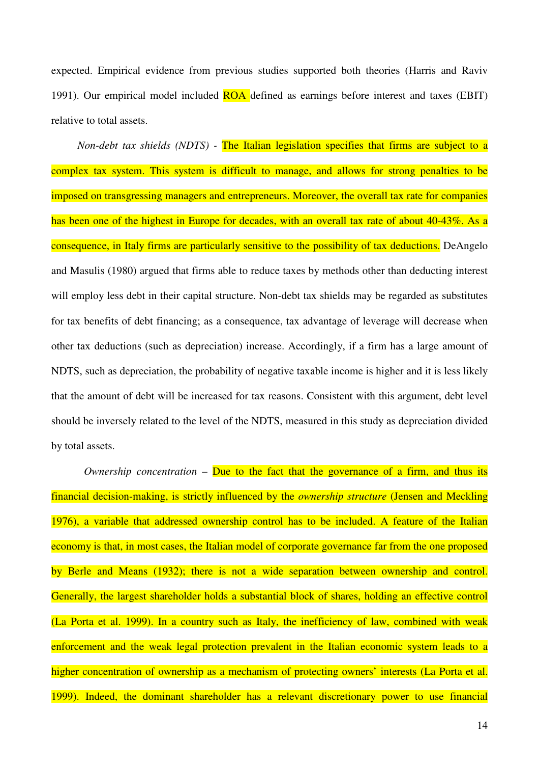expected. Empirical evidence from previous studies supported both theories (Harris and Raviv 1991). Our empirical model included ROA defined as earnings before interest and taxes (EBIT) relative to total assets.

*Non-debt tax shields (NDTS)* - The Italian legislation specifies that firms are subject to a complex tax system. This system is difficult to manage, and allows for strong penalties to be imposed on transgressing managers and entrepreneurs. Moreover, the overall tax rate for companies has been one of the highest in Europe for decades, with an overall tax rate of about 40-43%. As a consequence, in Italy firms are particularly sensitive to the possibility of tax deductions. DeAngelo and Masulis (1980) argued that firms able to reduce taxes by methods other than deducting interest will employ less debt in their capital structure. Non-debt tax shields may be regarded as substitutes for tax benefits of debt financing; as a consequence, tax advantage of leverage will decrease when other tax deductions (such as depreciation) increase. Accordingly, if a firm has a large amount of NDTS, such as depreciation, the probability of negative taxable income is higher and it is less likely that the amount of debt will be increased for tax reasons. Consistent with this argument, debt level should be inversely related to the level of the NDTS, measured in this study as depreciation divided by total assets.

*Ownership concentration* – Due to the fact that the governance of a firm, and thus its financial decision-making, is strictly influenced by the *ownership structure* (Jensen and Meckling 1976), a variable that addressed ownership control has to be included. A feature of the Italian economy is that, in most cases, the Italian model of corporate governance far from the one proposed by Berle and Means (1932); there is not a wide separation between ownership and control. Generally, the largest shareholder holds a substantial block of shares, holding an effective control (La Porta et al. 1999). In a country such as Italy, the inefficiency of law, combined with weak enforcement and the weak legal protection prevalent in the Italian economic system leads to a higher concentration of ownership as a mechanism of protecting owners' interests (La Porta et al. 1999). Indeed, the dominant shareholder has a relevant discretionary power to use financial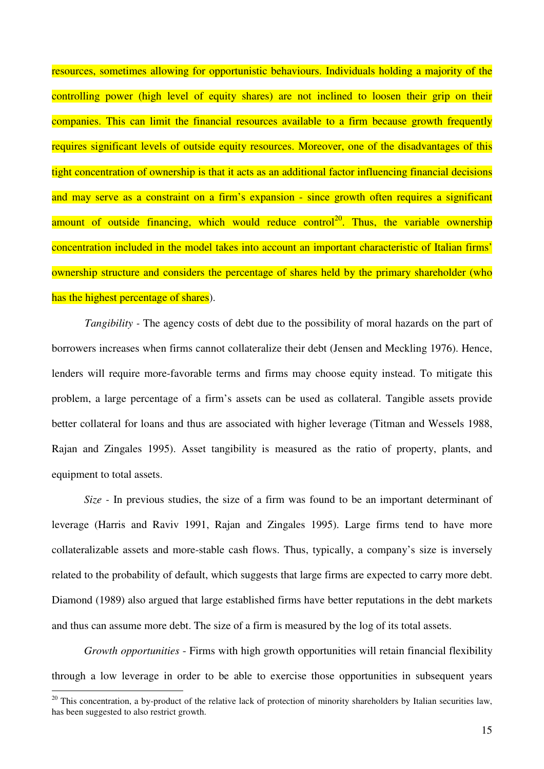resources, sometimes allowing for opportunistic behaviours. Individuals holding a majority of the controlling power (high level of equity shares) are not inclined to loosen their grip on their companies. This can limit the financial resources available to a firm because growth frequently requires significant levels of outside equity resources. Moreover, one of the disadvantages of this tight concentration of ownership is that it acts as an additional factor influencing financial decisions and may serve as a constraint on a firm's expansion - since growth often requires a significant amount of outside financing, which would reduce control[20]. Thus, the variable ownership concentration included in the model takes into account an important characteristic of Italian firms' ownership structure and considers the percentage of shares held by the primary shareholder (who has the highest percentage of shares).

*Tangibility* - The agency costs of debt due to the possibility of moral hazards on the part of borrowers increases when firms cannot collateralize their debt (Jensen and Meckling 1976). Hence, lenders will require more-favorable terms and firms may choose equity instead. To mitigate this problem, a large percentage of a firm's assets can be used as collateral. Tangible assets provide better collateral for loans and thus are associated with higher leverage (Titman and Wessels 1988, Rajan and Zingales 1995). Asset tangibility is measured as the ratio of property, plants, and equipment to total assets.

*Size* - In previous studies, the size of a firm was found to be an important determinant of leverage (Harris and Raviv 1991, Rajan and Zingales 1995). Large firms tend to have more collateralizable assets and more-stable cash flows. Thus, typically, a company's size is inversely related to the probability of default, which suggests that large firms are expected to carry more debt. Diamond (1989) also argued that large established firms have better reputations in the debt markets and thus can assume more debt. The size of a firm is measured by the log of its total assets.

*Growth opportunities* - Firms with high growth opportunities will retain financial flexibility through a low leverage in order to be able to exercise those opportunities in subsequent years

[20] This concentration, a by-product of the relative lack of protection of minority shareholders by Italian securities law, has been suggested to also restrict growth.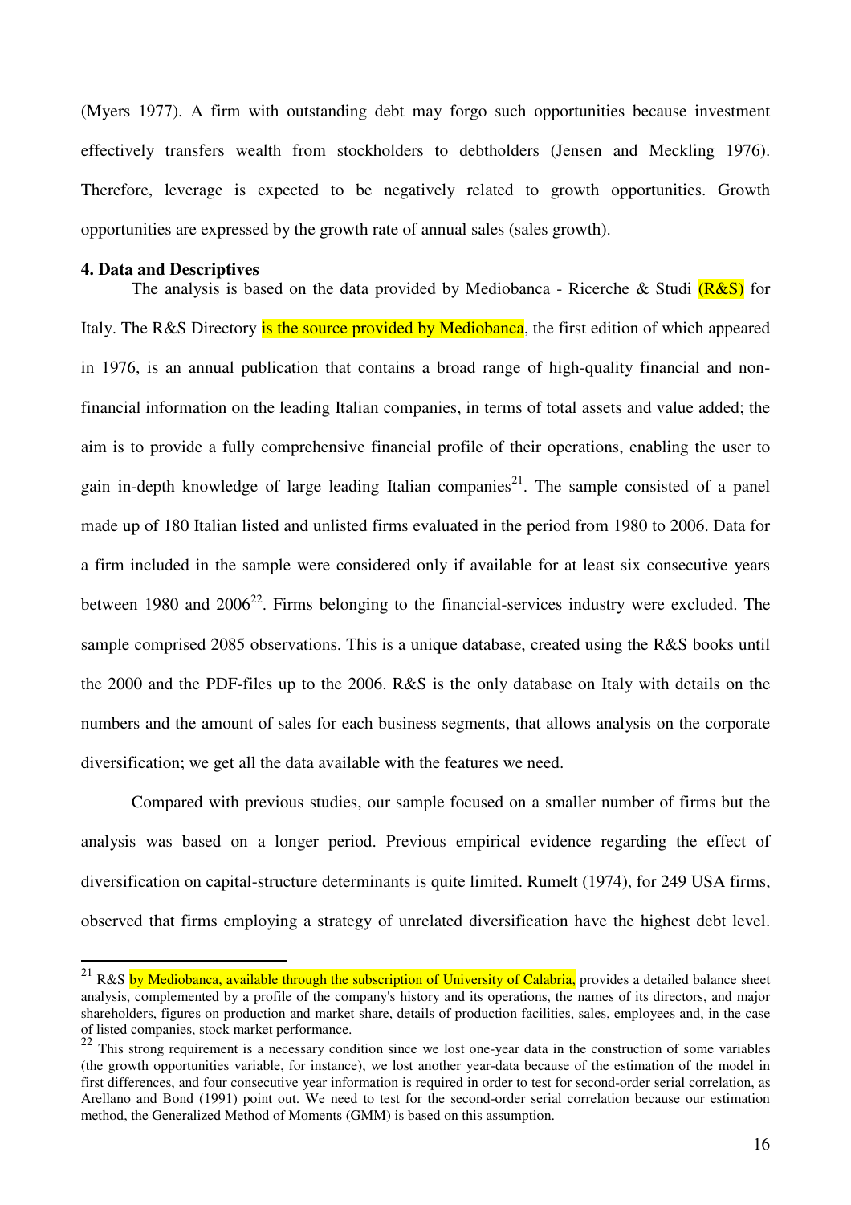(Myers 1977). A firm with outstanding debt may forgo such opportunities because investment effectively transfers wealth from stockholders to debtholders (Jensen and Meckling 1976). Therefore, leverage is expected to be negatively related to growth opportunities. Growth opportunities are expressed by the growth rate of annual sales (sales growth).

**4. Data and Descriptives**

The analysis is based on the data provided by Mediobanca - Ricerche & Studi (R&S) for Italy. The R&S Directory is the source provided by Mediobanca, the first edition of which appeared in 1976, is an annual publication that contains a broad range of high-quality financial and non-financial information on the leading Italian companies, in terms of total assets and value added; the aim is to provide a fully comprehensive financial profile of their operations, enabling the user to gain in-depth knowledge of large leading Italian companies[21]. The sample consisted of a panel made up of 180 Italian listed and unlisted firms evaluated in the period from 1980 to 2006. Data for a firm included in the sample were considered only if available for at least six consecutive years between 1980 and 2006[22]. Firms belonging to the financial-services industry were excluded. The sample comprised 2085 observations. This is a unique database, created using the R&S books until the 2000 and the PDF-files up to the 2006. R&S is the only database on Italy with details on the numbers and the amount of sales for each business segments, that allows analysis on the corporate diversification; we get all the data available with the features we need.

Compared with previous studies, our sample focused on a smaller number of firms but the analysis was based on a longer period. Previous empirical evidence regarding the effect of diversification on capital-structure determinants is quite limited. Rumelt (1974), for 249 USA firms, observed that firms employing a strategy of unrelated diversification have the highest debt level.

---

[21] R&S by Mediobanca, available through the subscription of University of Calabria, provides a detailed balance sheet analysis, complemented by a profile of the company's history and its operations, the names of its directors, and major shareholders, figures on production and market share, details of production facilities, sales, employees and, in the case of listed companies, stock market performance.

[22] This strong requirement is a necessary condition since we lost one-year data in the construction of some variables (the growth opportunities variable, for instance), we lost another year-data because of the estimation of the model in first differences, and four consecutive year information is required in order to test for second-order serial correlation, as Arellano and Bond (1991) point out. We need to test for the second-order serial correlation because our estimation method, the Generalized Method of Moments (GMM) is based on this assumption.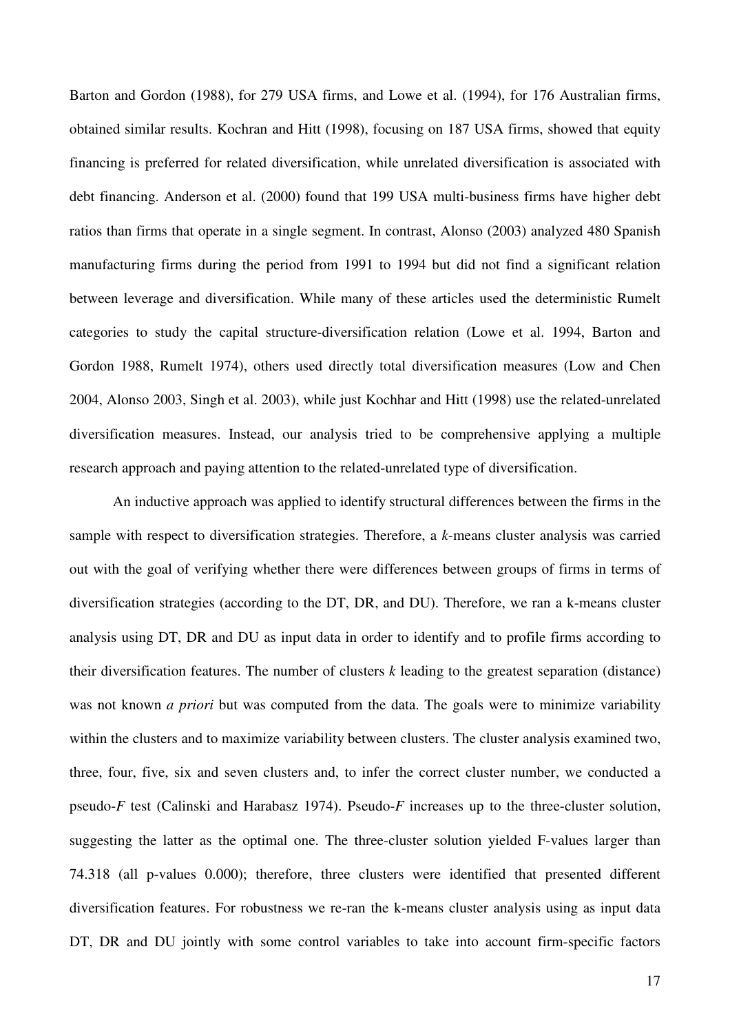Barton and Gordon (1988), for 279 USA firms, and Lowe et al. (1994), for 176 Australian firms, obtained similar results. Kochran and Hitt (1998), focusing on 187 USA firms, showed that equity financing is preferred for related diversification, while unrelated diversification is associated with debt financing. Anderson et al. (2000) found that 199 USA multi-business firms have higher debt ratios than firms that operate in a single segment. In contrast, Alonso (2003) analyzed 480 Spanish manufacturing firms during the period from 1991 to 1994 but did not find a significant relation between leverage and diversification. While many of these articles used the deterministic Rumelt categories to study the capital structure-diversification relation (Lowe et al. 1994, Barton and Gordon 1988, Rumelt 1974), others used directly total diversification measures (Low and Chen 2004, Alonso 2003, Singh et al. 2003), while just Kochhar and Hitt (1998) use the related-unrelated diversification measures. Instead, our analysis tried to be comprehensive applying a multiple research approach and paying attention to the related-unrelated type of diversification.

An inductive approach was applied to identify structural differences between the firms in the sample with respect to diversification strategies. Therefore, a *k*-means cluster analysis was carried out with the goal of verifying whether there were differences between groups of firms in terms of diversification strategies (according to the DT, DR, and DU). Therefore, we ran a k-means cluster analysis using DT, DR and DU as input data in order to identify and to profile firms according to their diversification features. The number of clusters *k* leading to the greatest separation (distance) was not known *a priori* but was computed from the data. The goals were to minimize variability within the clusters and to maximize variability between clusters. The cluster analysis examined two, three, four, five, six and seven clusters and, to infer the correct cluster number, we conducted a pseudo-*F* test (Calinski and Harabasz 1974). Pseudo-*F* increases up to the three-cluster solution, suggesting the latter as the optimal one. The three-cluster solution yielded F-values larger than 74.318 (all p-values 0.000); therefore, three clusters were identified that presented different diversification features. For robustness we re-ran the k-means cluster analysis using as input data DT, DR and DU jointly with some control variables to take into account firm-specific factors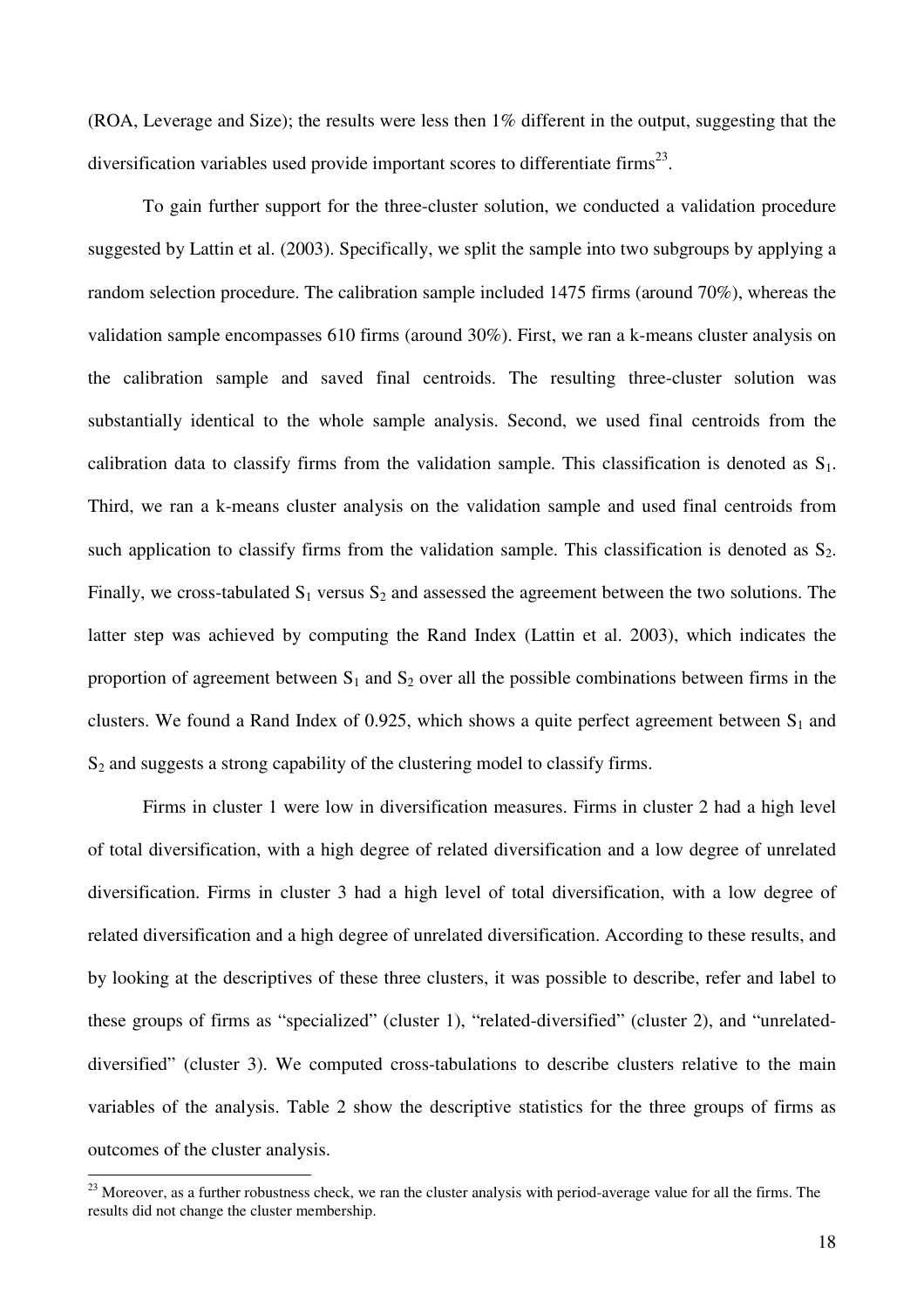(ROA, Leverage and Size); the results were less then 1% different in the output, suggesting that the diversification variables used provide important scores to differentiate firms[23].

To gain further support for the three-cluster solution, we conducted a validation procedure suggested by Lattin et al. (2003). Specifically, we split the sample into two subgroups by applying a random selection procedure. The calibration sample included 1475 firms (around 70%), whereas the validation sample encompasses 610 firms (around 30%). First, we ran a k-means cluster analysis on the calibration sample and saved final centroids. The resulting three-cluster solution was substantially identical to the whole sample analysis. Second, we used final centroids from the calibration data to classify firms from the validation sample. This classification is denoted as $S_1$. Third, we ran a k-means cluster analysis on the validation sample and used final centroids from such application to classify firms from the validation sample. This classification is denoted as $S_2$. Finally, we cross-tabulated $S_1$ versus $S_2$ and assessed the agreement between the two solutions. The latter step was achieved by computing the Rand Index (Lattin et al. 2003), which indicates the proportion of agreement between $S_1$ and $S_2$ over all the possible combinations between firms in the clusters. We found a Rand Index of 0.925, which shows a quite perfect agreement between $S_1$ and $S_2$ and suggests a strong capability of the clustering model to classify firms.

Firms in cluster 1 were low in diversification measures. Firms in cluster 2 had a high level of total diversification, with a high degree of related diversification and a low degree of unrelated diversification. Firms in cluster 3 had a high level of total diversification, with a low degree of related diversification and a high degree of unrelated diversification. According to these results, and by looking at the descriptives of these three clusters, it was possible to describe, refer and label to these groups of firms as "specialized" (cluster 1), "related-diversified" (cluster 2), and "unrelated-diversified" (cluster 3). We computed cross-tabulations to describe clusters relative to the main variables of the analysis. Table 2 show the descriptive statistics for the three groups of firms as outcomes of the cluster analysis.

[23] Moreover, as a further robustness check, we ran the cluster analysis with period-average value for all the firms. The results did not change the cluster membership.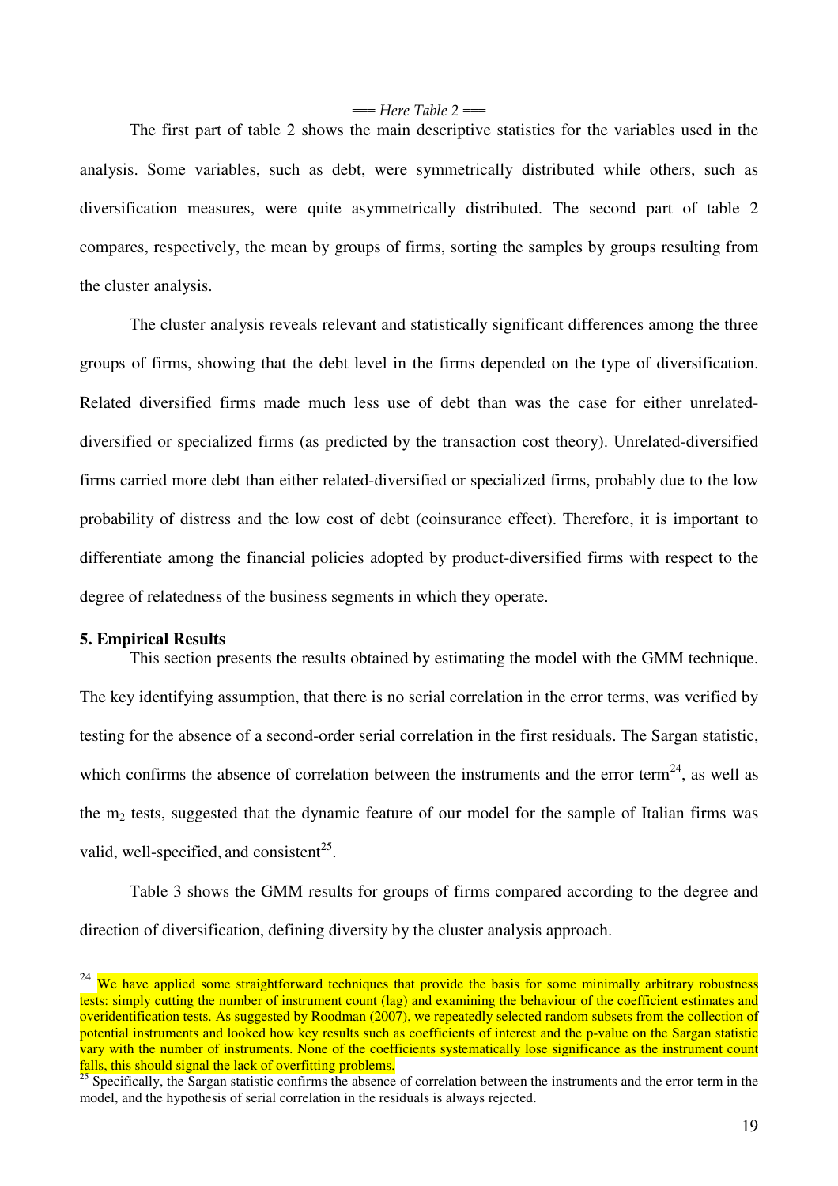*=== Here Table 2 ===*

The first part of table 2 shows the main descriptive statistics for the variables used in the analysis. Some variables, such as debt, were symmetrically distributed while others, such as diversification measures, were quite asymmetrically distributed. The second part of table 2 compares, respectively, the mean by groups of firms, sorting the samples by groups resulting from the cluster analysis.

The cluster analysis reveals relevant and statistically significant differences among the three groups of firms, showing that the debt level in the firms depended on the type of diversification. Related diversified firms made much less use of debt than was the case for either unrelated-diversified or specialized firms (as predicted by the transaction cost theory). Unrelated-diversified firms carried more debt than either related-diversified or specialized firms, probably due to the low probability of distress and the low cost of debt (coinsurance effect). Therefore, it is important to differentiate among the financial policies adopted by product-diversified firms with respect to the degree of relatedness of the business segments in which they operate.

## 5. Empirical Results

This section presents the results obtained by estimating the model with the GMM technique. The key identifying assumption, that there is no serial correlation in the error terms, was verified by testing for the absence of a second-order serial correlation in the first residuals. The Sargan statistic, which confirms the absence of correlation between the instruments and the error term[24], as well as the $m_2$ tests, suggested that the dynamic feature of our model for the sample of Italian firms was valid, well-specified, and consistent[25].

Table 3 shows the GMM results for groups of firms compared according to the degree and direction of diversification, defining diversity by the cluster analysis approach.

---

[24] We have applied some straightforward techniques that provide the basis for some minimally arbitrary robustness tests: simply cutting the number of instrument count (lag) and examining the behaviour of the coefficient estimates and overidentification tests. As suggested by Roodman (2007), we repeatedly selected random subsets from the collection of potential instruments and looked how key results such as coefficients of interest and the p-value on the Sargan statistic vary with the number of instruments. None of the coefficients systematically lose significance as the instrument count falls, this should signal the lack of overfitting problems.

[25] Specifically, the Sargan statistic confirms the absence of correlation between the instruments and the error term in the model, and the hypothesis of serial correlation in the residuals is always rejected.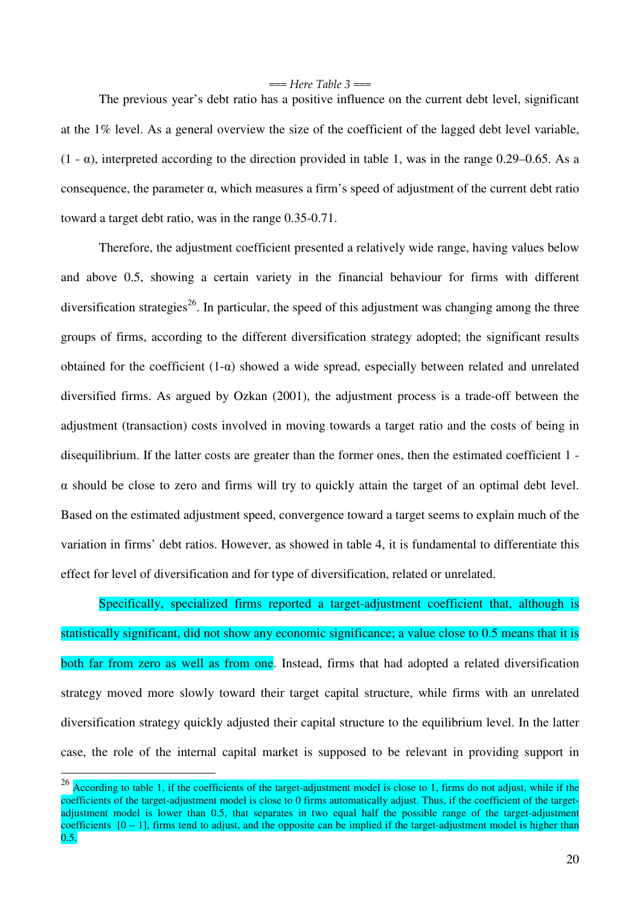=== *Here Table 3* ===

The previous year's debt ratio has a positive influence on the current debt level, significant at the 1% level. As a general overview the size of the coefficient of the lagged debt level variable, $(1 - \alpha)$, interpreted according to the direction provided in table 1, was in the range 0.29–0.65. As a consequence, the parameter $\alpha$, which measures a firm's speed of adjustment of the current debt ratio toward a target debt ratio, was in the range 0.35-0.71.

Therefore, the adjustment coefficient presented a relatively wide range, having values below and above 0.5, showing a certain variety in the financial behaviour for firms with different diversification strategies[26]. In particular, the speed of this adjustment was changing among the three groups of firms, according to the different diversification strategy adopted; the significant results obtained for the coefficient $(1-\alpha)$ showed a wide spread, especially between related and unrelated diversified firms. As argued by Ozkan (2001), the adjustment process is a trade-off between the adjustment (transaction) costs involved in moving towards a target ratio and the costs of being in disequilibrium. If the latter costs are greater than the former ones, then the estimated coefficient $1 - \alpha$ should be close to zero and firms will try to quickly attain the target of an optimal debt level. Based on the estimated adjustment speed, convergence toward a target seems to explain much of the variation in firms' debt ratios. However, as showed in table 4, it is fundamental to differentiate this effect for level of diversification and for type of diversification, related or unrelated.

Specifically, specialized firms reported a target-adjustment coefficient that, although is statistically significant, did not show any economic significance; a value close to 0.5 means that it is both far from zero as well as from one. Instead, firms that had adopted a related diversification strategy moved more slowly toward their target capital structure, while firms with an unrelated diversification strategy quickly adjusted their capital structure to the equilibrium level. In the latter case, the role of the internal capital market is supposed to be relevant in providing support in

---

[26] According to table 1, if the coefficients of the target-adjustment model is close to 1, firms do not adjust, while if the coefficients of the target-adjustment model is close to 0 firms automatically adjust. Thus, if the coefficient of the target-adjustment model is lower than 0.5, that separates in two equal half the possible range of the target-adjustment coefficients [0 – 1], firms tend to adjust, and the opposite can be implied if the target-adjustment model is higher than 0.5.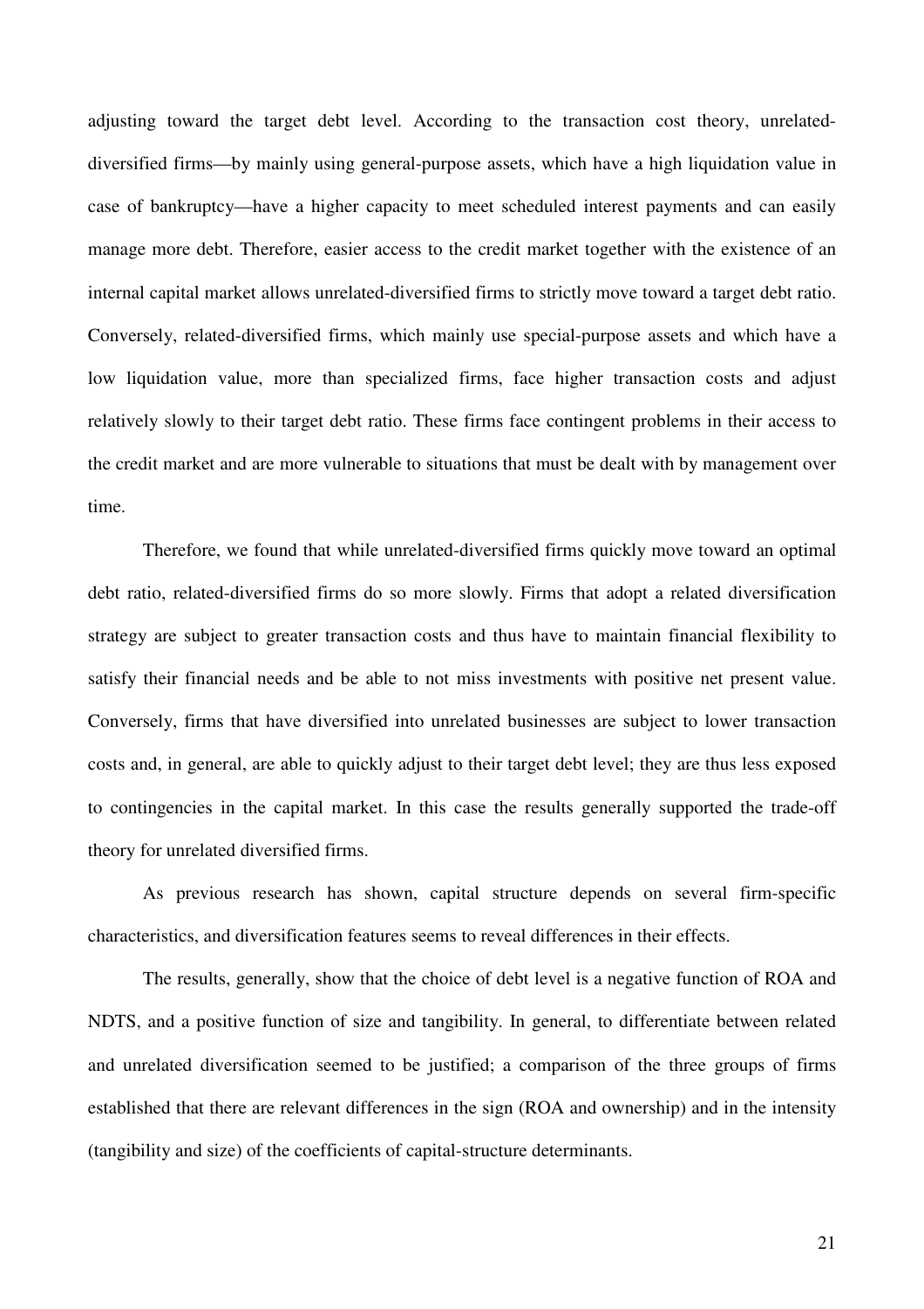adjusting toward the target debt level. According to the transaction cost theory, unrelated-diversified firms—by mainly using general-purpose assets, which have a high liquidation value in case of bankruptcy—have a higher capacity to meet scheduled interest payments and can easily manage more debt. Therefore, easier access to the credit market together with the existence of an internal capital market allows unrelated-diversified firms to strictly move toward a target debt ratio. Conversely, related-diversified firms, which mainly use special-purpose assets and which have a low liquidation value, more than specialized firms, face higher transaction costs and adjust relatively slowly to their target debt ratio. These firms face contingent problems in their access to the credit market and are more vulnerable to situations that must be dealt with by management over time.

Therefore, we found that while unrelated-diversified firms quickly move toward an optimal debt ratio, related-diversified firms do so more slowly. Firms that adopt a related diversification strategy are subject to greater transaction costs and thus have to maintain financial flexibility to satisfy their financial needs and be able to not miss investments with positive net present value. Conversely, firms that have diversified into unrelated businesses are subject to lower transaction costs and, in general, are able to quickly adjust to their target debt level; they are thus less exposed to contingencies in the capital market. In this case the results generally supported the trade-off theory for unrelated diversified firms.

As previous research has shown, capital structure depends on several firm-specific characteristics, and diversification features seems to reveal differences in their effects.

The results, generally, show that the choice of debt level is a negative function of ROA and NDTS, and a positive function of size and tangibility. In general, to differentiate between related and unrelated diversification seemed to be justified; a comparison of the three groups of firms established that there are relevant differences in the sign (ROA and ownership) and in the intensity (tangibility and size) of the coefficients of capital-structure determinants.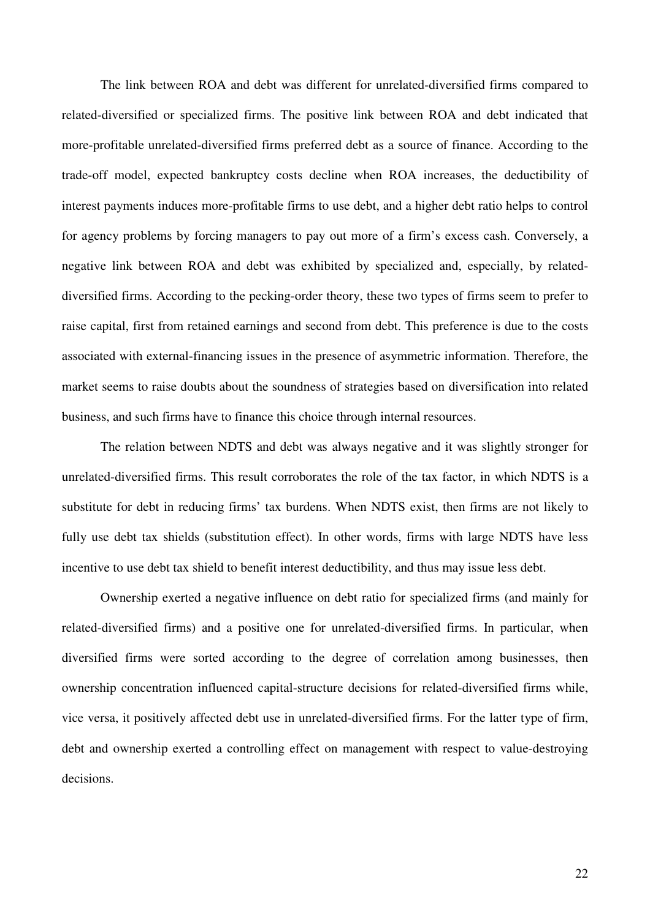The link between ROA and debt was different for unrelated-diversified firms compared to related-diversified or specialized firms. The positive link between ROA and debt indicated that more-profitable unrelated-diversified firms preferred debt as a source of finance. According to the trade-off model, expected bankruptcy costs decline when ROA increases, the deductibility of interest payments induces more-profitable firms to use debt, and a higher debt ratio helps to control for agency problems by forcing managers to pay out more of a firm's excess cash. Conversely, a negative link between ROA and debt was exhibited by specialized and, especially, by related-diversified firms. According to the pecking-order theory, these two types of firms seem to prefer to raise capital, first from retained earnings and second from debt. This preference is due to the costs associated with external-financing issues in the presence of asymmetric information. Therefore, the market seems to raise doubts about the soundness of strategies based on diversification into related business, and such firms have to finance this choice through internal resources.

The relation between NDTS and debt was always negative and it was slightly stronger for unrelated-diversified firms. This result corroborates the role of the tax factor, in which NDTS is a substitute for debt in reducing firms' tax burdens. When NDTS exist, then firms are not likely to fully use debt tax shields (substitution effect). In other words, firms with large NDTS have less incentive to use debt tax shield to benefit interest deductibility, and thus may issue less debt.

Ownership exerted a negative influence on debt ratio for specialized firms (and mainly for related-diversified firms) and a positive one for unrelated-diversified firms. In particular, when diversified firms were sorted according to the degree of correlation among businesses, then ownership concentration influenced capital-structure decisions for related-diversified firms while, vice versa, it positively affected debt use in unrelated-diversified firms. For the latter type of firm, debt and ownership exerted a controlling effect on management with respect to value-destroying decisions.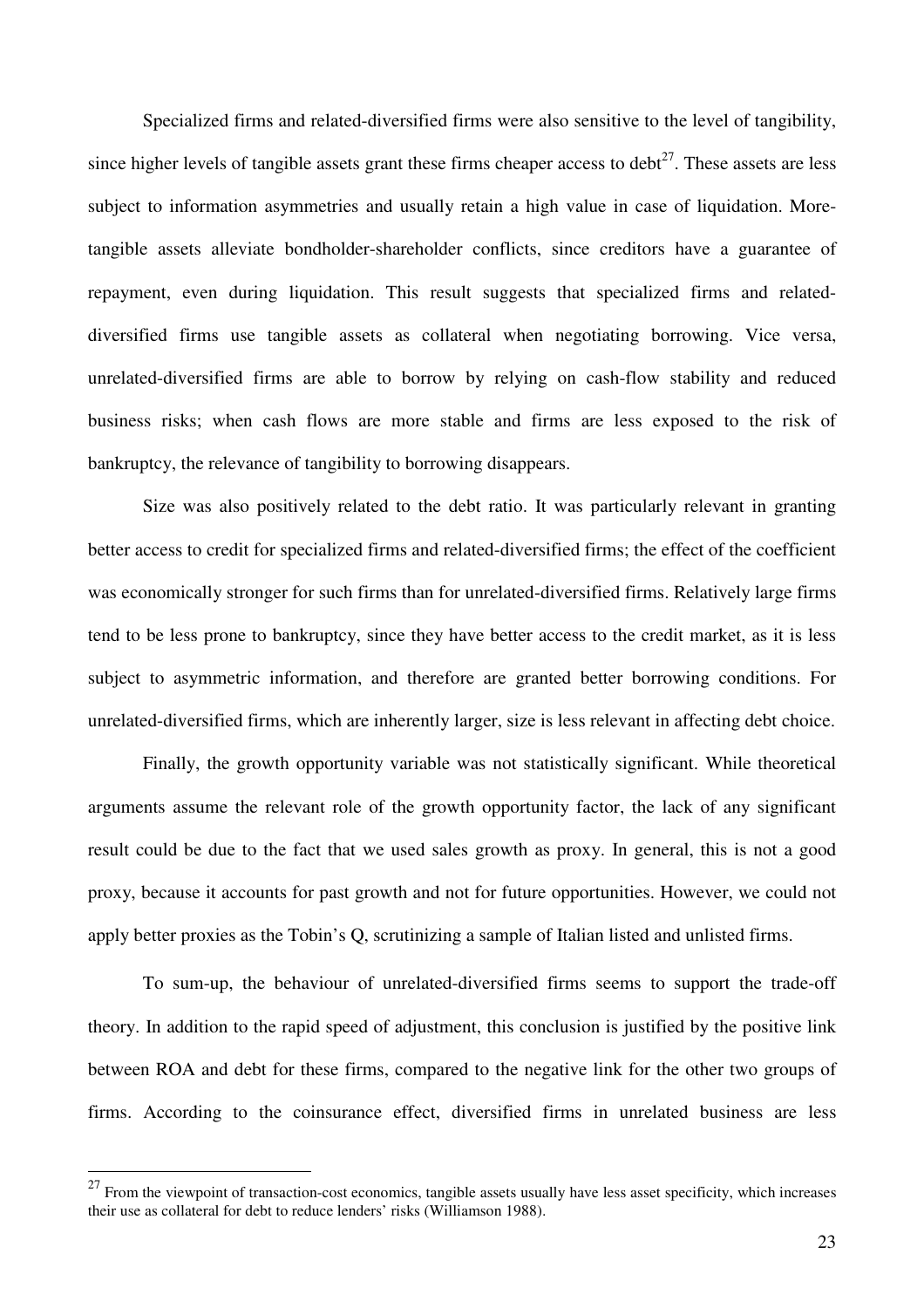Specialized firms and related-diversified firms were also sensitive to the level of tangibility, since higher levels of tangible assets grant these firms cheaper access to debt[27]. These assets are less subject to information asymmetries and usually retain a high value in case of liquidation. More-tangible assets alleviate bondholder-shareholder conflicts, since creditors have a guarantee of repayment, even during liquidation. This result suggests that specialized firms and related-diversified firms use tangible assets as collateral when negotiating borrowing. Vice versa, unrelated-diversified firms are able to borrow by relying on cash-flow stability and reduced business risks; when cash flows are more stable and firms are less exposed to the risk of bankruptcy, the relevance of tangibility to borrowing disappears.

Size was also positively related to the debt ratio. It was particularly relevant in granting better access to credit for specialized firms and related-diversified firms; the effect of the coefficient was economically stronger for such firms than for unrelated-diversified firms. Relatively large firms tend to be less prone to bankruptcy, since they have better access to the credit market, as it is less subject to asymmetric information, and therefore are granted better borrowing conditions. For unrelated-diversified firms, which are inherently larger, size is less relevant in affecting debt choice.

Finally, the growth opportunity variable was not statistically significant. While theoretical arguments assume the relevant role of the growth opportunity factor, the lack of any significant result could be due to the fact that we used sales growth as proxy. In general, this is not a good proxy, because it accounts for past growth and not for future opportunities. However, we could not apply better proxies as the Tobin's Q, scrutinizing a sample of Italian listed and unlisted firms.

To sum-up, the behaviour of unrelated-diversified firms seems to support the trade-off theory. In addition to the rapid speed of adjustment, this conclusion is justified by the positive link between ROA and debt for these firms, compared to the negative link for the other two groups of firms. According to the coinsurance effect, diversified firms in unrelated business are less

[27] From the viewpoint of transaction-cost economics, tangible assets usually have less asset specificity, which increases their use as collateral for debt to reduce lenders' risks (Williamson 1988).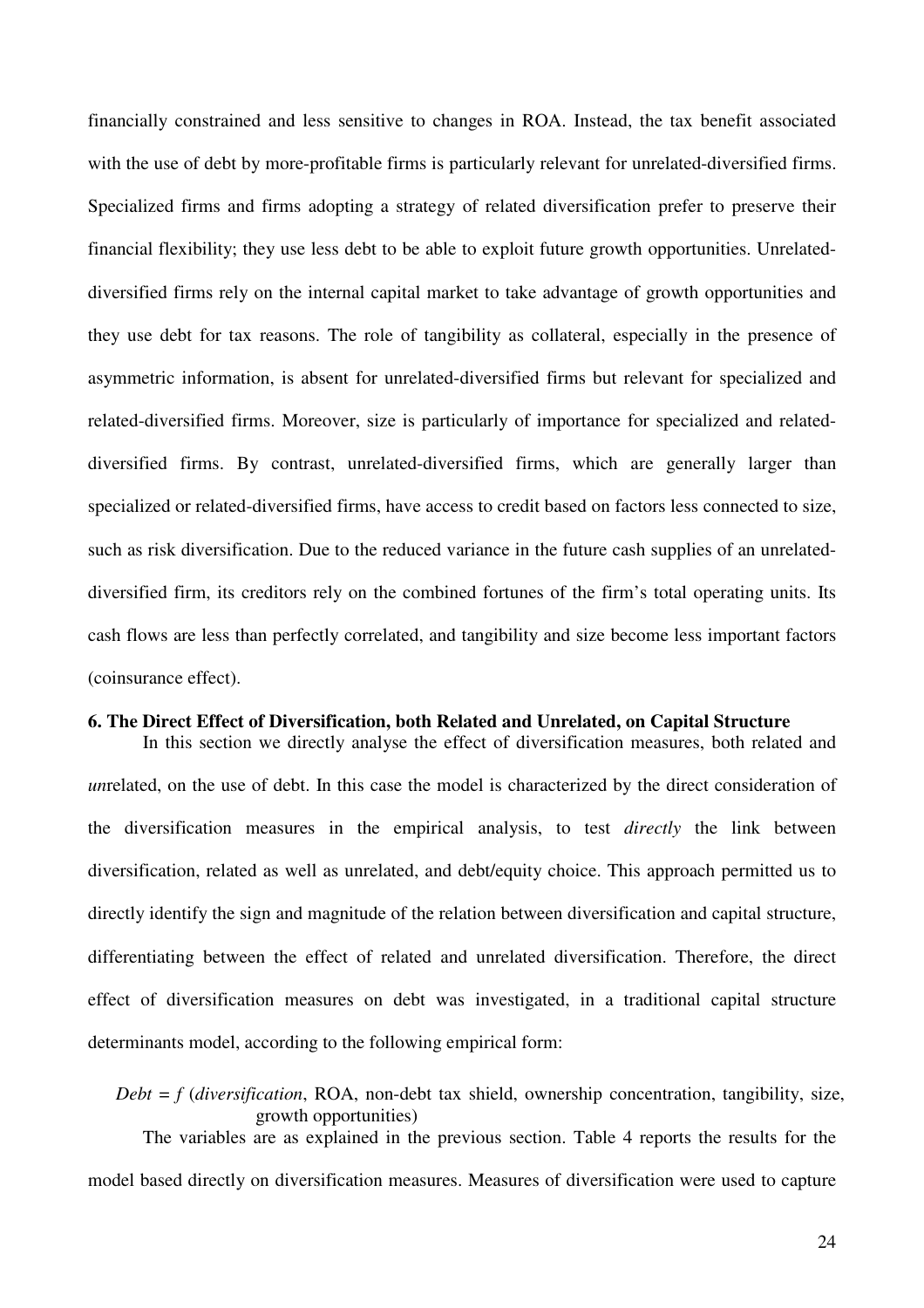financially constrained and less sensitive to changes in ROA. Instead, the tax benefit associated with the use of debt by more-profitable firms is particularly relevant for unrelated-diversified firms. Specialized firms and firms adopting a strategy of related diversification prefer to preserve their financial flexibility; they use less debt to be able to exploit future growth opportunities. Unrelated-diversified firms rely on the internal capital market to take advantage of growth opportunities and they use debt for tax reasons. The role of tangibility as collateral, especially in the presence of asymmetric information, is absent for unrelated-diversified firms but relevant for specialized and related-diversified firms. Moreover, size is particularly of importance for specialized and related-diversified firms. By contrast, unrelated-diversified firms, which are generally larger than specialized or related-diversified firms, have access to credit based on factors less connected to size, such as risk diversification. Due to the reduced variance in the future cash supplies of an unrelated-diversified firm, its creditors rely on the combined fortunes of the firm's total operating units. Its cash flows are less than perfectly correlated, and tangibility and size become less important factors (coinsurance effect).

## 6. The Direct Effect of Diversification, both Related and Unrelated, on Capital Structure

In this section we directly analyse the effect of diversification measures, both related and *un*related, on the use of debt. In this case the model is characterized by the direct consideration of the diversification measures in the empirical analysis, to test *directly* the link between diversification, related as well as unrelated, and debt/equity choice. This approach permitted us to directly identify the sign and magnitude of the relation between diversification and capital structure, differentiating between the effect of related and unrelated diversification. Therefore, the direct effect of diversification measures on debt was investigated, in a traditional capital structure determinants model, according to the following empirical form:

*Debt* = *f* (*diversification*, ROA, non-debt tax shield, ownership concentration, tangibility, size, growth opportunities)

The variables are as explained in the previous section. Table 4 reports the results for the model based directly on diversification measures. Measures of diversification were used to capture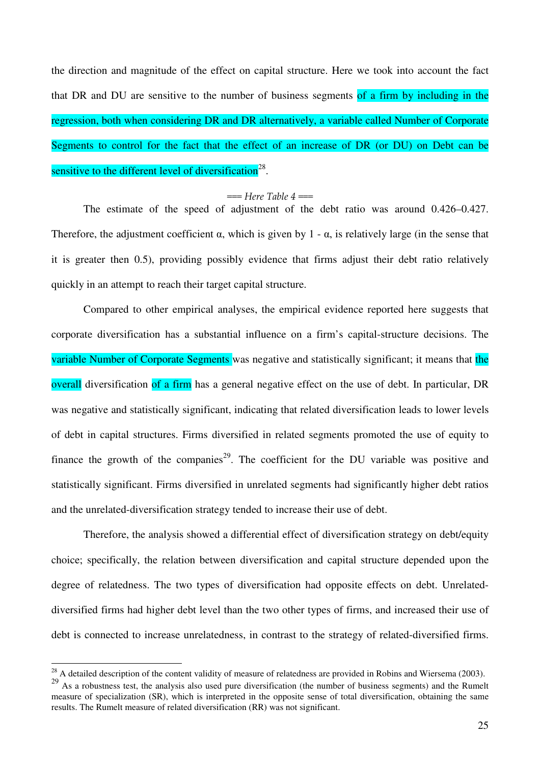the direction and magnitude of the effect on capital structure. Here we took into account the fact that DR and DU are sensitive to the number of business segments of a firm by including in the regression, both when considering DR and DR alternatively, a variable called Number of Corporate Segments to control for the fact that the effect of an increase of DR (or DU) on Debt can be sensitive to the different level of diversification[28].

*=== Here Table 4 ===*

The estimate of the speed of adjustment of the debt ratio was around 0.426–0.427. Therefore, the adjustment coefficient α, which is given by 1 - α, is relatively large (in the sense that it is greater then 0.5), providing possibly evidence that firms adjust their debt ratio relatively quickly in an attempt to reach their target capital structure.

Compared to other empirical analyses, the empirical evidence reported here suggests that corporate diversification has a substantial influence on a firm's capital-structure decisions. The variable Number of Corporate Segments was negative and statistically significant; it means that the overall diversification of a firm has a general negative effect on the use of debt. In particular, DR was negative and statistically significant, indicating that related diversification leads to lower levels of debt in capital structures. Firms diversified in related segments promoted the use of equity to finance the growth of the companies[29]. The coefficient for the DU variable was positive and statistically significant. Firms diversified in unrelated segments had significantly higher debt ratios and the unrelated-diversification strategy tended to increase their use of debt.

Therefore, the analysis showed a differential effect of diversification strategy on debt/equity choice; specifically, the relation between diversification and capital structure depended upon the degree of relatedness. The two types of diversification had opposite effects on debt. Unrelated-diversified firms had higher debt level than the two other types of firms, and increased their use of debt is connected to increase unrelatedness, in contrast to the strategy of related-diversified firms.

---

[28] A detailed description of the content validity of measure of relatedness are provided in Robins and Wiersema (2003).

[29] As a robustness test, the analysis also used pure diversification (the number of business segments) and the Rumelt measure of specialization (SR), which is interpreted in the opposite sense of total diversification, obtaining the same results. The Rumelt measure of related diversification (RR) was not significant.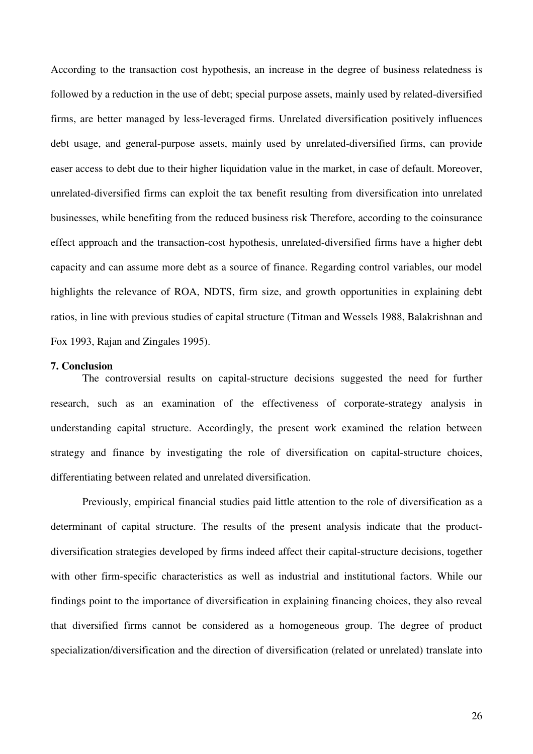According to the transaction cost hypothesis, an increase in the degree of business relatedness is followed by a reduction in the use of debt; special purpose assets, mainly used by related-diversified firms, are better managed by less-leveraged firms. Unrelated diversification positively influences debt usage, and general-purpose assets, mainly used by unrelated-diversified firms, can provide easer access to debt due to their higher liquidation value in the market, in case of default. Moreover, unrelated-diversified firms can exploit the tax benefit resulting from diversification into unrelated businesses, while benefiting from the reduced business risk Therefore, according to the coinsurance effect approach and the transaction-cost hypothesis, unrelated-diversified firms have a higher debt capacity and can assume more debt as a source of finance. Regarding control variables, our model highlights the relevance of ROA, NDTS, firm size, and growth opportunities in explaining debt ratios, in line with previous studies of capital structure (Titman and Wessels 1988, Balakrishnan and Fox 1993, Rajan and Zingales 1995).

## 7. Conclusion

The controversial results on capital-structure decisions suggested the need for further research, such as an examination of the effectiveness of corporate-strategy analysis in understanding capital structure. Accordingly, the present work examined the relation between strategy and finance by investigating the role of diversification on capital-structure choices, differentiating between related and unrelated diversification.

Previously, empirical financial studies paid little attention to the role of diversification as a determinant of capital structure. The results of the present analysis indicate that the product-diversification strategies developed by firms indeed affect their capital-structure decisions, together with other firm-specific characteristics as well as industrial and institutional factors. While our findings point to the importance of diversification in explaining financing choices, they also reveal that diversified firms cannot be considered as a homogeneous group. The degree of product specialization/diversification and the direction of diversification (related or unrelated) translate into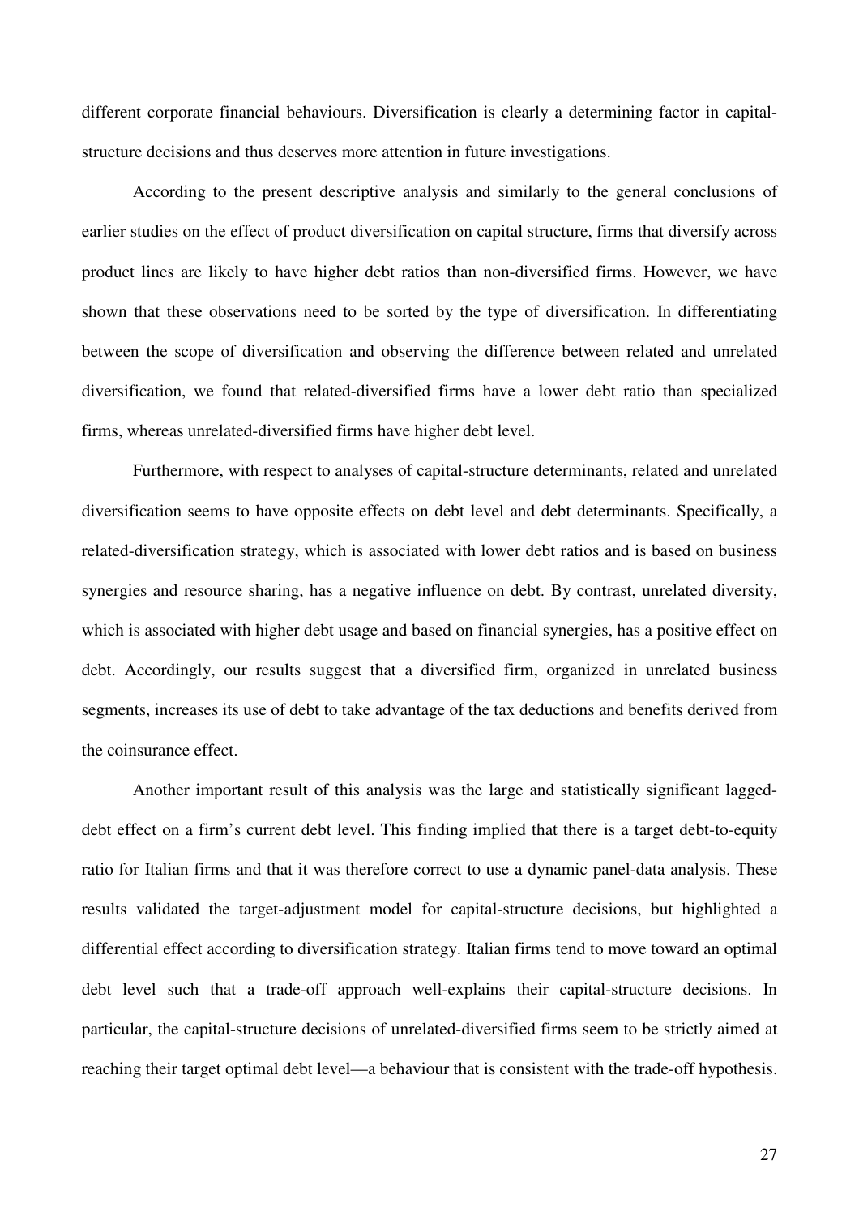different corporate financial behaviours. Diversification is clearly a determining factor in capital-structure decisions and thus deserves more attention in future investigations.

According to the present descriptive analysis and similarly to the general conclusions of earlier studies on the effect of product diversification on capital structure, firms that diversify across product lines are likely to have higher debt ratios than non-diversified firms. However, we have shown that these observations need to be sorted by the type of diversification. In differentiating between the scope of diversification and observing the difference between related and unrelated diversification, we found that related-diversified firms have a lower debt ratio than specialized firms, whereas unrelated-diversified firms have higher debt level.

Furthermore, with respect to analyses of capital-structure determinants, related and unrelated diversification seems to have opposite effects on debt level and debt determinants. Specifically, a related-diversification strategy, which is associated with lower debt ratios and is based on business synergies and resource sharing, has a negative influence on debt. By contrast, unrelated diversity, which is associated with higher debt usage and based on financial synergies, has a positive effect on debt. Accordingly, our results suggest that a diversified firm, organized in unrelated business segments, increases its use of debt to take advantage of the tax deductions and benefits derived from the coinsurance effect.

Another important result of this analysis was the large and statistically significant lagged-debt effect on a firm's current debt level. This finding implied that there is a target debt-to-equity ratio for Italian firms and that it was therefore correct to use a dynamic panel-data analysis. These results validated the target-adjustment model for capital-structure decisions, but highlighted a differential effect according to diversification strategy. Italian firms tend to move toward an optimal debt level such that a trade-off approach well-explains their capital-structure decisions. In particular, the capital-structure decisions of unrelated-diversified firms seem to be strictly aimed at reaching their target optimal debt level—a behaviour that is consistent with the trade-off hypothesis.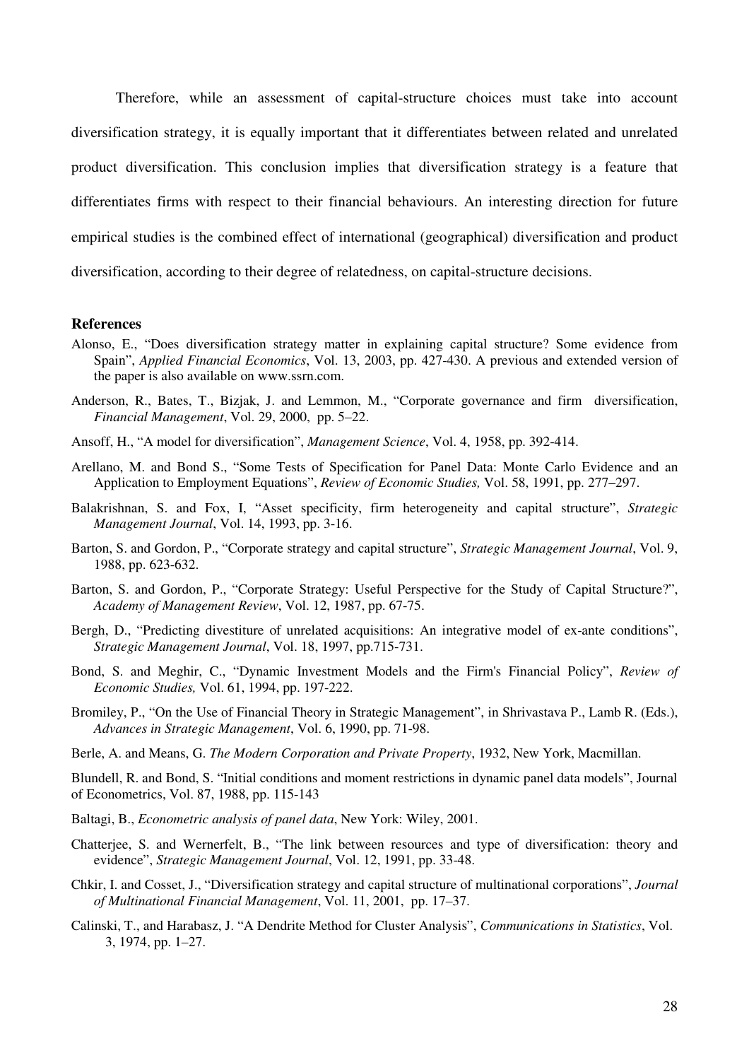Therefore, while an assessment of capital-structure choices must take into account diversification strategy, it is equally important that it differentiates between related and unrelated product diversification. This conclusion implies that diversification strategy is a feature that differentiates firms with respect to their financial behaviours. An interesting direction for future empirical studies is the combined effect of international (geographical) diversification and product diversification, according to their degree of relatedness, on capital-structure decisions.

## References

Alonso, E., "Does diversification strategy matter in explaining capital structure? Some evidence from Spain", *Applied Financial Economics*, Vol. 13, 2003, pp. 427-430. A previous and extended version of the paper is also available on www.ssrn.com.

Anderson, R., Bates, T., Bizjak, J. and Lemmon, M., "Corporate governance and firm diversification, *Financial Management*, Vol. 29, 2000, pp. 5–22.

Ansoff, H., "A model for diversification", *Management Science*, Vol. 4, 1958, pp. 392-414.

Arellano, M. and Bond S., "Some Tests of Specification for Panel Data: Monte Carlo Evidence and an Application to Employment Equations", *Review of Economic Studies,* Vol. 58, 1991, pp. 277–297.

Balakrishnan, S. and Fox, I, "Asset specificity, firm heterogeneity and capital structure", *Strategic Management Journal*, Vol. 14, 1993, pp. 3-16.

Barton, S. and Gordon, P., "Corporate strategy and capital structure", *Strategic Management Journal*, Vol. 9, 1988, pp. 623-632.

Barton, S. and Gordon, P., "Corporate Strategy: Useful Perspective for the Study of Capital Structure?", *Academy of Management Review*, Vol. 12, 1987, pp. 67-75.

Bergh, D., "Predicting divestiture of unrelated acquisitions: An integrative model of ex-ante conditions", *Strategic Management Journal*, Vol. 18, 1997, pp.715-731.

Bond, S. and Meghir, C., "Dynamic Investment Models and the Firm's Financial Policy", *Review of Economic Studies,* Vol. 61, 1994, pp. 197-222.

Bromiley, P., "On the Use of Financial Theory in Strategic Management", in Shrivastava P., Lamb R. (Eds.), *Advances in Strategic Management*, Vol. 6, 1990, pp. 71-98.

Berle, A. and Means, G. *The Modern Corporation and Private Property*, 1932, New York, Macmillan.

Blundell, R. and Bond, S. "Initial conditions and moment restrictions in dynamic panel data models", Journal of Econometrics, Vol. 87, 1988, pp. 115-143

Baltagi, B., *Econometric analysis of panel data*, New York: Wiley, 2001.

Chatterjee, S. and Wernerfelt, B., "The link between resources and type of diversification: theory and evidence", *Strategic Management Journal*, Vol. 12, 1991, pp. 33-48.

Chkir, I. and Cosset, J., "Diversification strategy and capital structure of multinational corporations", *Journal of Multinational Financial Management*, Vol. 11, 2001, pp. 17–37.

Calinski, T., and Harabasz, J. "A Dendrite Method for Cluster Analysis", *Communications in Statistics*, Vol. 3, 1974, pp. 1–27.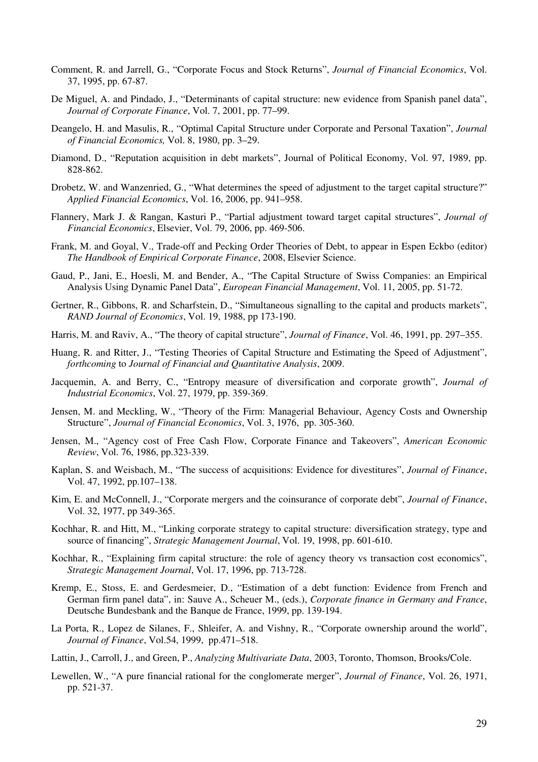Comment, R. and Jarrell, G., "Corporate Focus and Stock Returns", *Journal of Financial Economics*, Vol. 37, 1995, pp. 67-87.

De Miguel, A. and Pindado, J., "Determinants of capital structure: new evidence from Spanish panel data", *Journal of Corporate Finance*, Vol. 7, 2001, pp. 77–99.

Deangelo, H. and Masulis, R., "Optimal Capital Structure under Corporate and Personal Taxation", *Journal of Financial Economics,* Vol. 8, 1980, pp. 3–29.

Diamond, D., "Reputation acquisition in debt markets", Journal of Political Economy, Vol. 97, 1989, pp. 828-862.

Drobetz, W. and Wanzenried, G., "What determines the speed of adjustment to the target capital structure?" *Applied Financial Economics*, Vol. 16, 2006, pp. 941–958.

Flannery, Mark J. & Rangan, Kasturi P., "Partial adjustment toward target capital structures", *Journal of Financial Economics*, Elsevier, Vol. 79, 2006, pp. 469-506.

Frank, M. and Goyal, V., Trade-off and Pecking Order Theories of Debt, to appear in Espen Eckbo (editor) *The Handbook of Empirical Corporate Finance*, 2008, Elsevier Science.

Gaud, P., Jani, E., Hoesli, M. and Bender, A., "The Capital Structure of Swiss Companies: an Empirical Analysis Using Dynamic Panel Data", *European Financial Management*, Vol. 11, 2005, pp. 51-72.

Gertner, R., Gibbons, R. and Scharfstein, D., "Simultaneous signalling to the capital and products markets", *RAND Journal of Economics*, Vol. 19, 1988, pp 173-190.

Harris, M. and Raviv, A., "The theory of capital structure", *Journal of Finance*, Vol. 46, 1991, pp. 297–355.

Huang, R. and Ritter, J., "Testing Theories of Capital Structure and Estimating the Speed of Adjustment", *forthcoming* to *Journal of Financial and Quantitative Analysis*, 2009.

Jacquemin, A. and Berry, C., "Entropy measure of diversification and corporate growth", *Journal of Industrial Economics*, Vol. 27, 1979, pp. 359-369.

Jensen, M. and Meckling, W., "Theory of the Firm: Managerial Behaviour, Agency Costs and Ownership Structure", *Journal of Financial Economics*, Vol. 3, 1976, pp. 305-360.

Jensen, M., "Agency cost of Free Cash Flow, Corporate Finance and Takeovers", *American Economic Review*, Vol. 76, 1986, pp.323-339.

Kaplan, S. and Weisbach, M., "The success of acquisitions: Evidence for divestitures", *Journal of Finance*, Vol. 47, 1992, pp.107–138.

Kim, E. and McConnell, J., "Corporate mergers and the coinsurance of corporate debt", *Journal of Finance*, Vol. 32, 1977, pp 349-365.

Kochhar, R. and Hitt, M., "Linking corporate strategy to capital structure: diversification strategy, type and source of financing", *Strategic Management Journal*, Vol. 19, 1998, pp. 601-610.

Kochhar, R., "Explaining firm capital structure: the role of agency theory vs transaction cost economics", *Strategic Management Journal*, Vol. 17, 1996, pp. 713-728.

Kremp, E., Stoss, E. and Gerdesmeier, D., "Estimation of a debt function: Evidence from French and German firm panel data", in: Sauve A., Scheuer M., (eds.), *Corporate finance in Germany and France*, Deutsche Bundesbank and the Banque de France, 1999, pp. 139-194.

La Porta, R., Lopez de Silanes, F., Shleifer, A. and Vishny, R., "Corporate ownership around the world", *Journal of Finance*, Vol.54, 1999, pp.471–518.

Lattin, J., Carroll, J., and Green, P., *Analyzing Multivariate Data*, 2003, Toronto, Thomson, Brooks/Cole.

Lewellen, W., "A pure financial rational for the conglomerate merger", *Journal of Finance*, Vol. 26, 1971, pp. 521-37.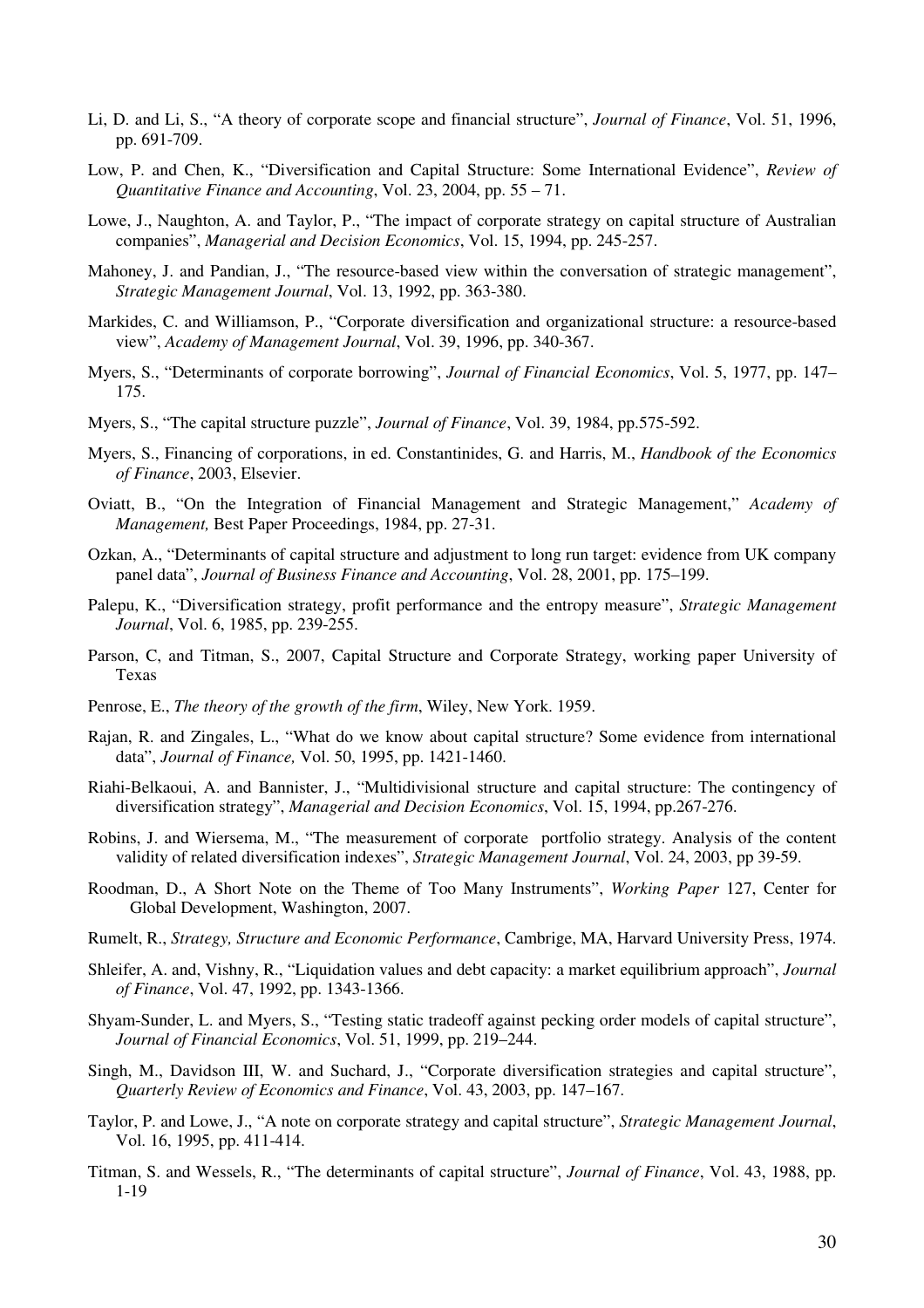Li, D. and Li, S., "A theory of corporate scope and financial structure", *Journal of Finance*, Vol. 51, 1996, pp. 691-709.

Low, P. and Chen, K., "Diversification and Capital Structure: Some International Evidence", *Review of Quantitative Finance and Accounting*, Vol. 23, 2004, pp. 55 – 71.

Lowe, J., Naughton, A. and Taylor, P., "The impact of corporate strategy on capital structure of Australian companies", *Managerial and Decision Economics*, Vol. 15, 1994, pp. 245-257.

Mahoney, J. and Pandian, J., "The resource-based view within the conversation of strategic management", *Strategic Management Journal*, Vol. 13, 1992, pp. 363-380.

Markides, C. and Williamson, P., "Corporate diversification and organizational structure: a resource-based view", *Academy of Management Journal*, Vol. 39, 1996, pp. 340-367.

Myers, S., "Determinants of corporate borrowing", *Journal of Financial Economics*, Vol. 5, 1977, pp. 147–175.

Myers, S., "The capital structure puzzle", *Journal of Finance*, Vol. 39, 1984, pp.575-592.

Myers, S., Financing of corporations, in ed. Constantinides, G. and Harris, M., *Handbook of the Economics of Finance*, 2003, Elsevier.

Oviatt, B., "On the Integration of Financial Management and Strategic Management," *Academy of Management,* Best Paper Proceedings, 1984, pp. 27-31.

Ozkan, A., "Determinants of capital structure and adjustment to long run target: evidence from UK company panel data", *Journal of Business Finance and Accounting*, Vol. 28, 2001, pp. 175–199.

Palepu, K., "Diversification strategy, profit performance and the entropy measure", *Strategic Management Journal*, Vol. 6, 1985, pp. 239-255.

Parson, C, and Titman, S., 2007, Capital Structure and Corporate Strategy, working paper University of Texas

Penrose, E., *The theory of the growth of the firm*, Wiley, New York. 1959.

Rajan, R. and Zingales, L., "What do we know about capital structure? Some evidence from international data", *Journal of Finance,* Vol. 50, 1995, pp. 1421-1460.

Riahi-Belkaoui, A. and Bannister, J., "Multidivisional structure and capital structure: The contingency of diversification strategy", *Managerial and Decision Economics*, Vol. 15, 1994, pp.267-276.

Robins, J. and Wiersema, M., "The measurement of corporate portfolio strategy. Analysis of the content validity of related diversification indexes", *Strategic Management Journal*, Vol. 24, 2003, pp 39-59.

Roodman, D., A Short Note on the Theme of Too Many Instruments", *Working Paper* 127, Center for Global Development, Washington, 2007.

Rumelt, R., *Strategy, Structure and Economic Performance*, Cambrige, MA, Harvard University Press, 1974.

Shleifer, A. and, Vishny, R., "Liquidation values and debt capacity: a market equilibrium approach", *Journal of Finance*, Vol. 47, 1992, pp. 1343-1366.

Shyam-Sunder, L. and Myers, S., "Testing static tradeoff against pecking order models of capital structure", *Journal of Financial Economics*, Vol. 51, 1999, pp. 219–244.

Singh, M., Davidson III, W. and Suchard, J., "Corporate diversification strategies and capital structure", *Quarterly Review of Economics and Finance*, Vol. 43, 2003, pp. 147–167.

Taylor, P. and Lowe, J., "A note on corporate strategy and capital structure", *Strategic Management Journal*, Vol. 16, 1995, pp. 411-414.

Titman, S. and Wessels, R., "The determinants of capital structure", *Journal of Finance*, Vol. 43, 1988, pp. 1-19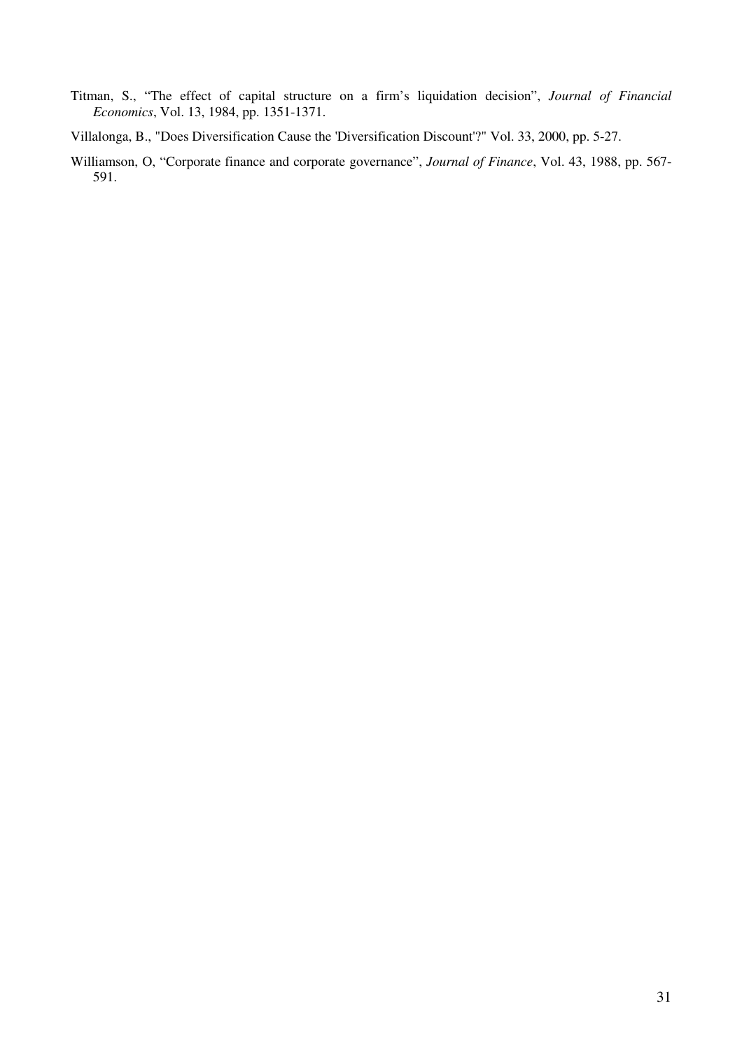Titman, S., “The effect of capital structure on a firm’s liquidation decision”, *Journal of Financial Economics*, Vol. 13, 1984, pp. 1351-1371.

Villalonga, B., "Does Diversification Cause the 'Diversification Discount'?" Vol. 33, 2000, pp. 5-27.

Williamson, O, “Corporate finance and corporate governance”, *Journal of Finance*, Vol. 43, 1988, pp. 567-591.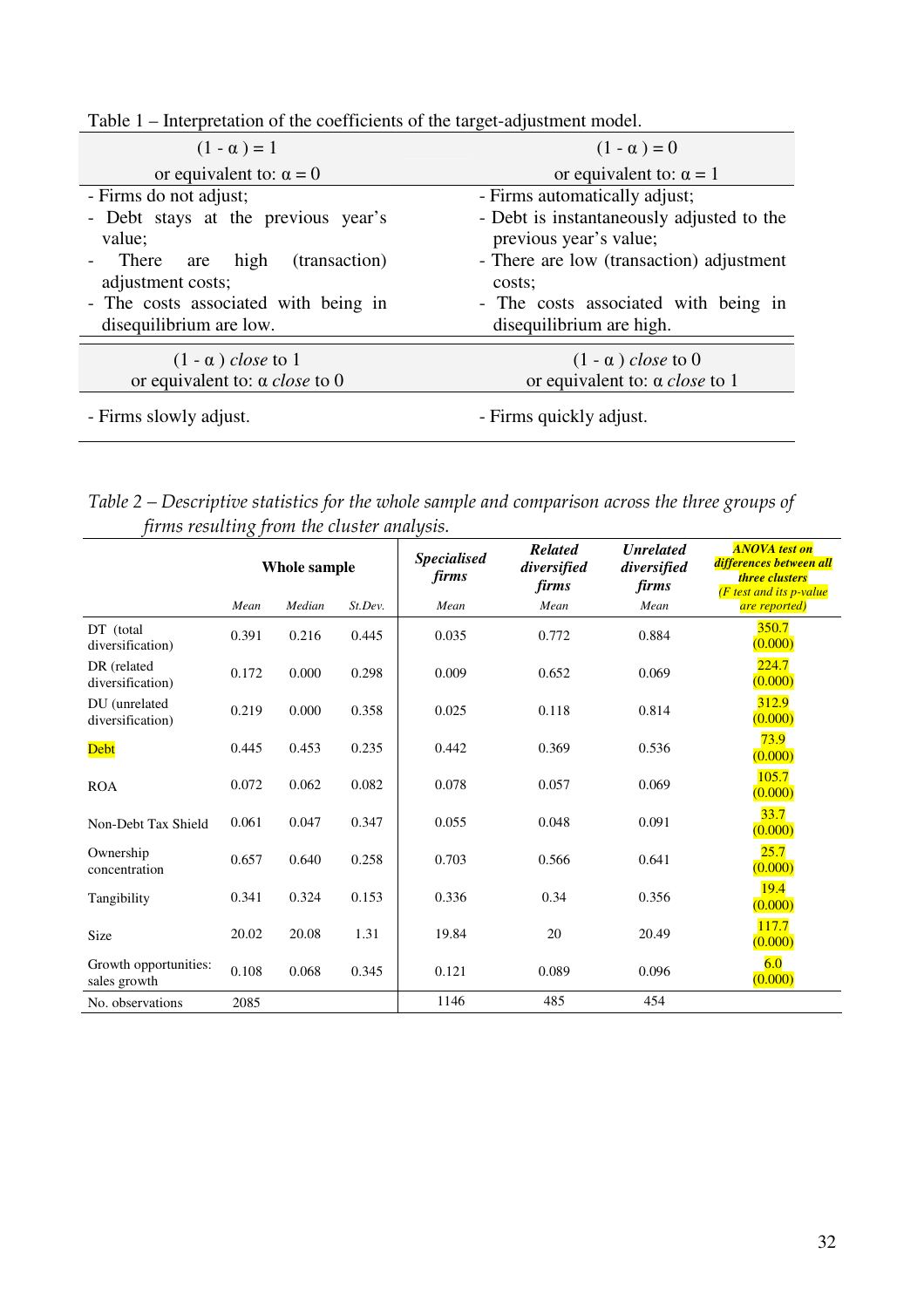Table 1 – Interpretation of the coefficients of the target-adjustment model.

| $(1 - \alpha) = 1$ or equivalent to: $\alpha = 0$ | $(1 - \alpha) = 0$ or equivalent to: $\alpha = 1$ |
|---|---|
| - Firms do not adjust;<br>- Debt stays at the previous year's value;<br>- There are high (transaction) adjustment costs;<br>- The costs associated with being in disequilibrium are low. | - Firms automatically adjust;<br>- Debt is instantaneously adjusted to the previous year's value;<br>- There are low (transaction) adjustment costs;<br>- The costs associated with being in disequilibrium are high. |
| $(1 - \alpha)$ *close* to 1 or equivalent to: $\alpha$ *close* to 0 | $(1 - \alpha)$ *close* to 0 or equivalent to: $\alpha$ *close* to 1 |
| - Firms slowly adjust. | - Firms quickly adjust. |

*Table 2 – Descriptive statistics for the whole sample and comparison across the three groups of firms resulting from the cluster analysis.*

| | **Whole sample** | | | ***Specialised firms*** | ***Related diversified firms*** | ***Unrelated diversified firms*** | ***ANOVA test on differences between all three clusters*** *(F test and its p-value are reported)* |
|---|---|---|---|---|---|---|---|
| | *Mean* | *Median* | *St.Dev.* | *Mean* | *Mean* | *Mean* | |
| DT (total diversification) | 0.391 | 0.216 | 0.445 | 0.035 | 0.772 | 0.884 | 350.7 (0.000) |
| DR (related diversification) | 0.172 | 0.000 | 0.298 | 0.009 | 0.652 | 0.069 | 224.7 (0.000) |
| DU (unrelated diversification) | 0.219 | 0.000 | 0.358 | 0.025 | 0.118 | 0.814 | 312.9 (0.000) |
| Debt | 0.445 | 0.453 | 0.235 | 0.442 | 0.369 | 0.536 | 73.9 (0.000) |
| ROA | 0.072 | 0.062 | 0.082 | 0.078 | 0.057 | 0.069 | 105.7 (0.000) |
| Non-Debt Tax Shield | 0.061 | 0.047 | 0.347 | 0.055 | 0.048 | 0.091 | 33.7 (0.000) |
| Ownership concentration | 0.657 | 0.640 | 0.258 | 0.703 | 0.566 | 0.641 | 25.7 (0.000) |
| Tangibility | 0.341 | 0.324 | 0.153 | 0.336 | 0.34 | 0.356 | 19.4 (0.000) |
| Size | 20.02 | 20.08 | 1.31 | 19.84 | 20 | 20.49 | 117.7 (0.000) |
| Growth opportunities: sales growth | 0.108 | 0.068 | 0.345 | 0.121 | 0.089 | 0.096 | 6.0 (0.000) |
| No. observations | 2085 | | | 1146 | 485 | 454 | |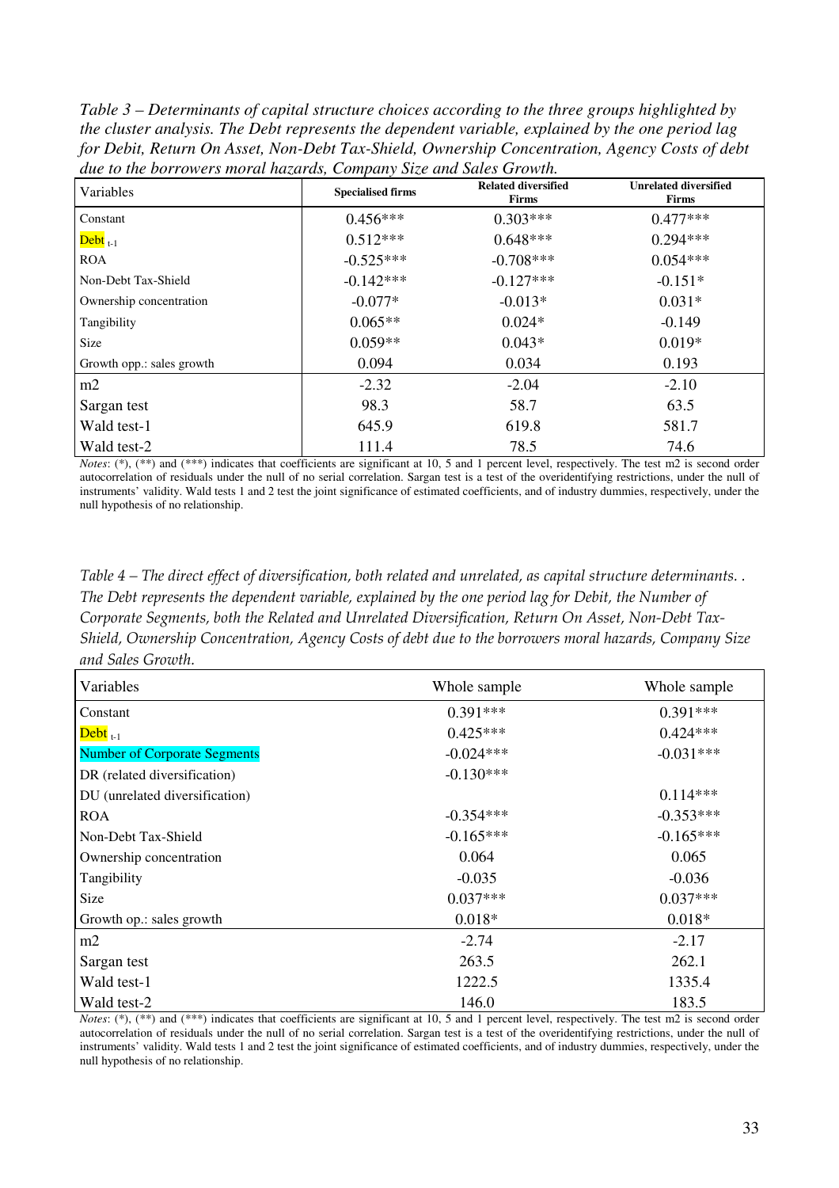*Table 3 – Determinants of capital structure choices according to the three groups highlighted by the cluster analysis. The Debt represents the dependent variable, explained by the one period lag for Debit, Return On Asset, Non-Debt Tax-Shield, Ownership Concentration, Agency Costs of debt due to the borrowers moral hazards, Company Size and Sales Growth.*

| Variables | Specialised firms | Related diversified Firms | Unrelated diversified Firms |
|---|---|---|---|
| Constant | 0.456*** | 0.303*** | 0.477*** |
| $Debt_{t-1}$ | 0.512*** | 0.648*** | 0.294*** |
| ROA | -0.525*** | -0.708*** | 0.054*** |
| Non-Debt Tax-Shield | -0.142*** | -0.127*** | -0.151* |
| Ownership concentration | -0.077* | -0.013* | 0.031* |
| Tangibility | 0.065** | 0.024* | -0.149 |
| Size | 0.059** | 0.043* | 0.019* |
| Growth opp.: sales growth | 0.094 | 0.034 | 0.193 |
| m2 | -2.32 | -2.04 | -2.10 |
| Sargan test | 98.3 | 58.7 | 63.5 |
| Wald test-1 | 645.9 | 619.8 | 581.7 |
| Wald test-2 | 111.4 | 78.5 | 74.6 |

*Notes*: (*), (**) and (***) indicates that coefficients are significant at 10, 5 and 1 percent level, respectively. The test m2 is second order autocorrelation of residuals under the null of no serial correlation. Sargan test is a test of the overidentifying restrictions, under the null of instruments' validity. Wald tests 1 and 2 test the joint significance of estimated coefficients, and of industry dummies, respectively, under the null hypothesis of no relationship.

*Table 4 – The direct effect of diversification, both related and unrelated, as capital structure determinants. . The Debt represents the dependent variable, explained by the one period lag for Debit, the Number of Corporate Segments, both the Related and Unrelated Diversification, Return On Asset, Non-Debt Tax-Shield, Ownership Concentration, Agency Costs of debt due to the borrowers moral hazards, Company Size and Sales Growth.*

| Variables | Whole sample | Whole sample |
|---|---|---|
| Constant | 0.391*** | 0.391*** |
| $Debt_{t-1}$ | 0.425*** | 0.424*** |
| Number of Corporate Segments | -0.024*** | -0.031*** |
| DR (related diversification) | -0.130*** | |
| DU (unrelated diversification) | | 0.114*** |
| ROA | -0.354*** | -0.353*** |
| Non-Debt Tax-Shield | -0.165*** | -0.165*** |
| Ownership concentration | 0.064 | 0.065 |
| Tangibility | -0.035 | -0.036 |
| Size | 0.037*** | 0.037*** |
| Growth op.: sales growth | 0.018* | 0.018* |
| m2 | -2.74 | -2.17 |
| Sargan test | 263.5 | 262.1 |
| Wald test-1 | 1222.5 | 1335.4 |
| Wald test-2 | 146.0 | 183.5 |

*Notes*: (*), (**) and (***) indicates that coefficients are significant at 10, 5 and 1 percent level, respectively. The test m2 is second order autocorrelation of residuals under the null of no serial correlation. Sargan test is a test of the overidentifying restrictions, under the null of instruments' validity. Wald tests 1 and 2 test the joint significance of estimated coefficients, and of industry dummies, respectively, under the null hypothesis of no relationship.